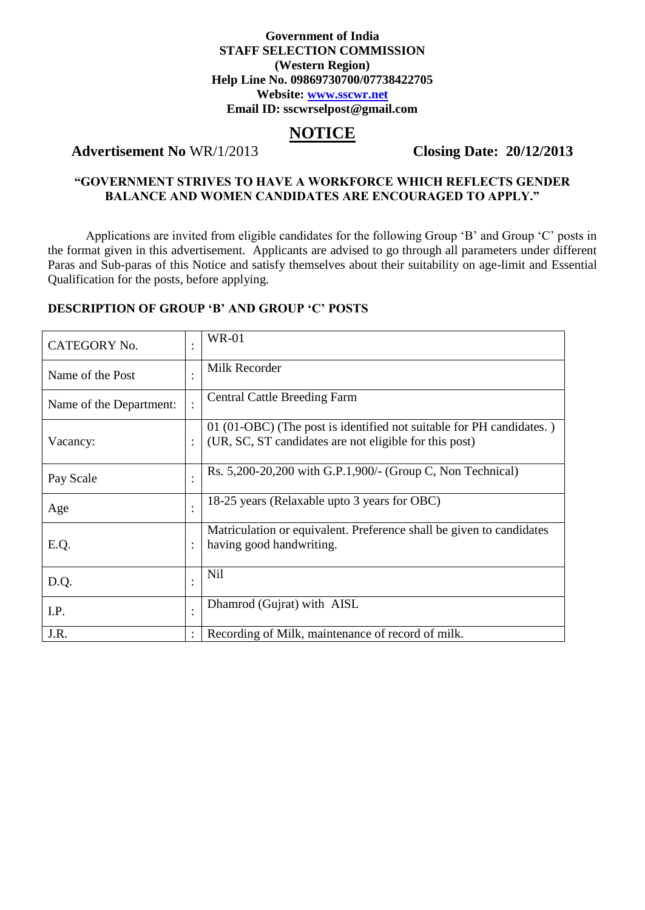**Government of India**
**STAFF SELECTION COMMISSION**
**(Western Region)**
**Help Line No. 09869730700/07738422705**
**Website: www.sscwr.net**
**Email ID: sscwrselpost@gmail.com**

# NOTICE

**Advertisement No** WR/1/2013 **Closing Date: 20/12/2013**

**"GOVERNMENT STRIVES TO HAVE A WORKFORCE WHICH REFLECTS GENDER BALANCE AND WOMEN CANDIDATES ARE ENCOURAGED TO APPLY."**

Applications are invited from eligible candidates for the following Group 'B' and Group 'C' posts in the format given in this advertisement. Applicants are advised to go through all parameters under different Paras and Sub-paras of this Notice and satisfy themselves about their suitability on age-limit and Essential Qualification for the posts, before applying.

**DESCRIPTION OF GROUP 'B' AND GROUP 'C' POSTS**

| CATEGORY No. | : | WR-01 |
|---|---|---|
| Name of the Post | : | Milk Recorder |
| Name of the Department: | : | Central Cattle Breeding Farm |
| Vacancy: | : | 01 (01-OBC) (The post is identified not suitable for PH candidates. ) (UR, SC, ST candidates are not eligible for this post) |
| Pay Scale | : | Rs. 5,200-20,200 with G.P.1,900/- (Group C, Non Technical) |
| Age | : | 18-25 years (Relaxable upto 3 years for OBC) |
| E.Q. | : | Matriculation or equivalent. Preference shall be given to candidates having good handwriting. |
| D.Q. | : | Nil |
| I.P. | : | Dhamrod (Gujrat) with AISL |
| J.R. | : | Recording of Milk, maintenance of record of milk. |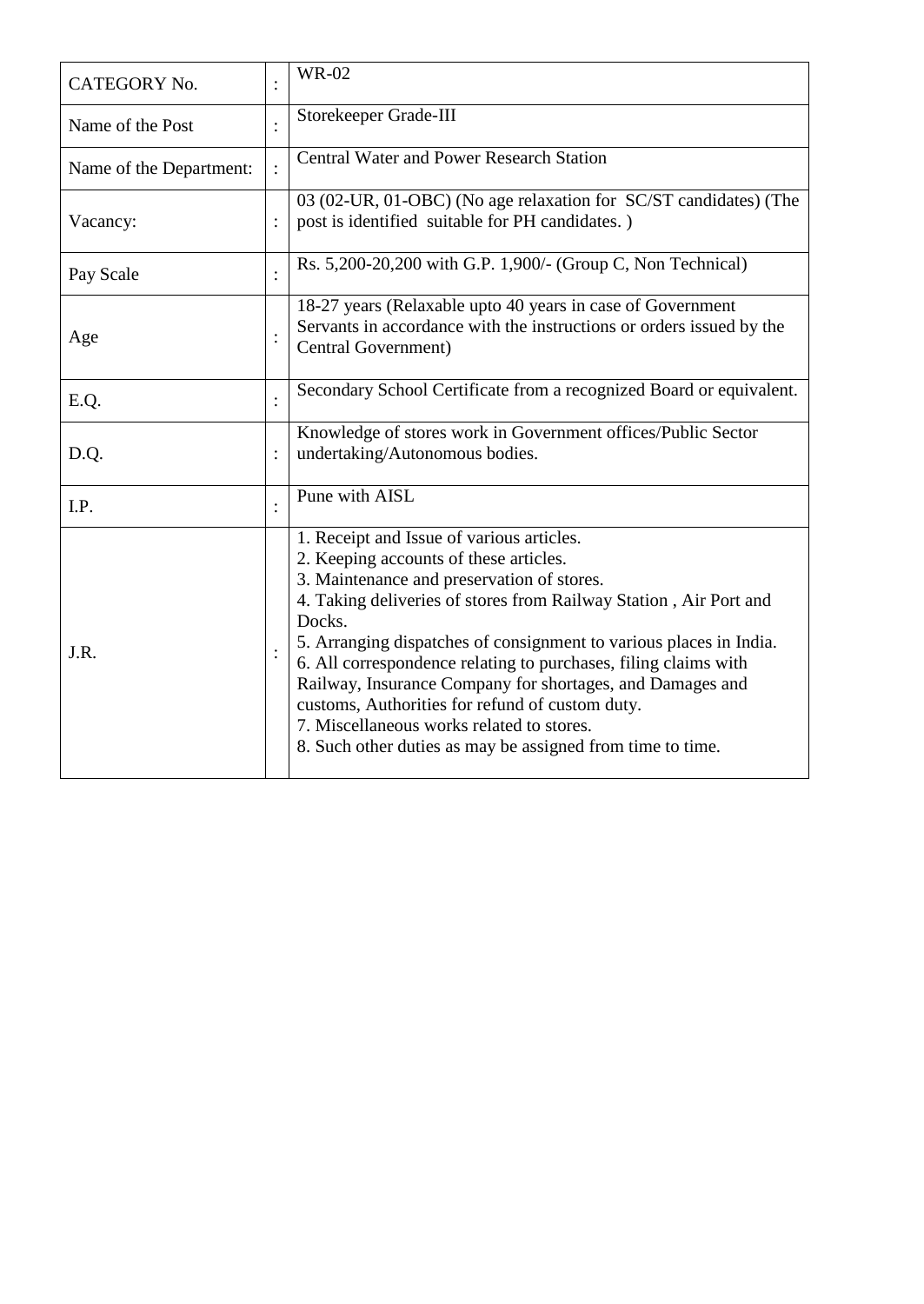| CATEGORY No. | : | WR-02 |
|---|---|---|
| Name of the Post | : | Storekeeper Grade-III |
| Name of the Department: | : | Central Water and Power Research Station |
| Vacancy: | : | 03 (02-UR, 01-OBC) (No age relaxation for SC/ST candidates) (The post is identified suitable for PH candidates. ) |
| Pay Scale | : | Rs. 5,200-20,200 with G.P. 1,900/- (Group C, Non Technical) |
| Age | : | 18-27 years (Relaxable upto 40 years in case of Government Servants in accordance with the instructions or orders issued by the Central Government) |
| E.Q. | : | Secondary School Certificate from a recognized Board or equivalent. |
| D.Q. | : | Knowledge of stores work in Government offices/Public Sector undertaking/Autonomous bodies. |
| I.P. | : | Pune with AISL |
| J.R. | : | 1. Receipt and Issue of various articles.<br>2. Keeping accounts of these articles.<br>3. Maintenance and preservation of stores.<br>4. Taking deliveries of stores from Railway Station , Air Port and Docks.<br>5. Arranging dispatches of consignment to various places in India.<br>6. All correspondence relating to purchases, filing claims with Railway, Insurance Company for shortages, and Damages and customs, Authorities for refund of custom duty.<br>7. Miscellaneous works related to stores.<br>8. Such other duties as may be assigned from time to time. |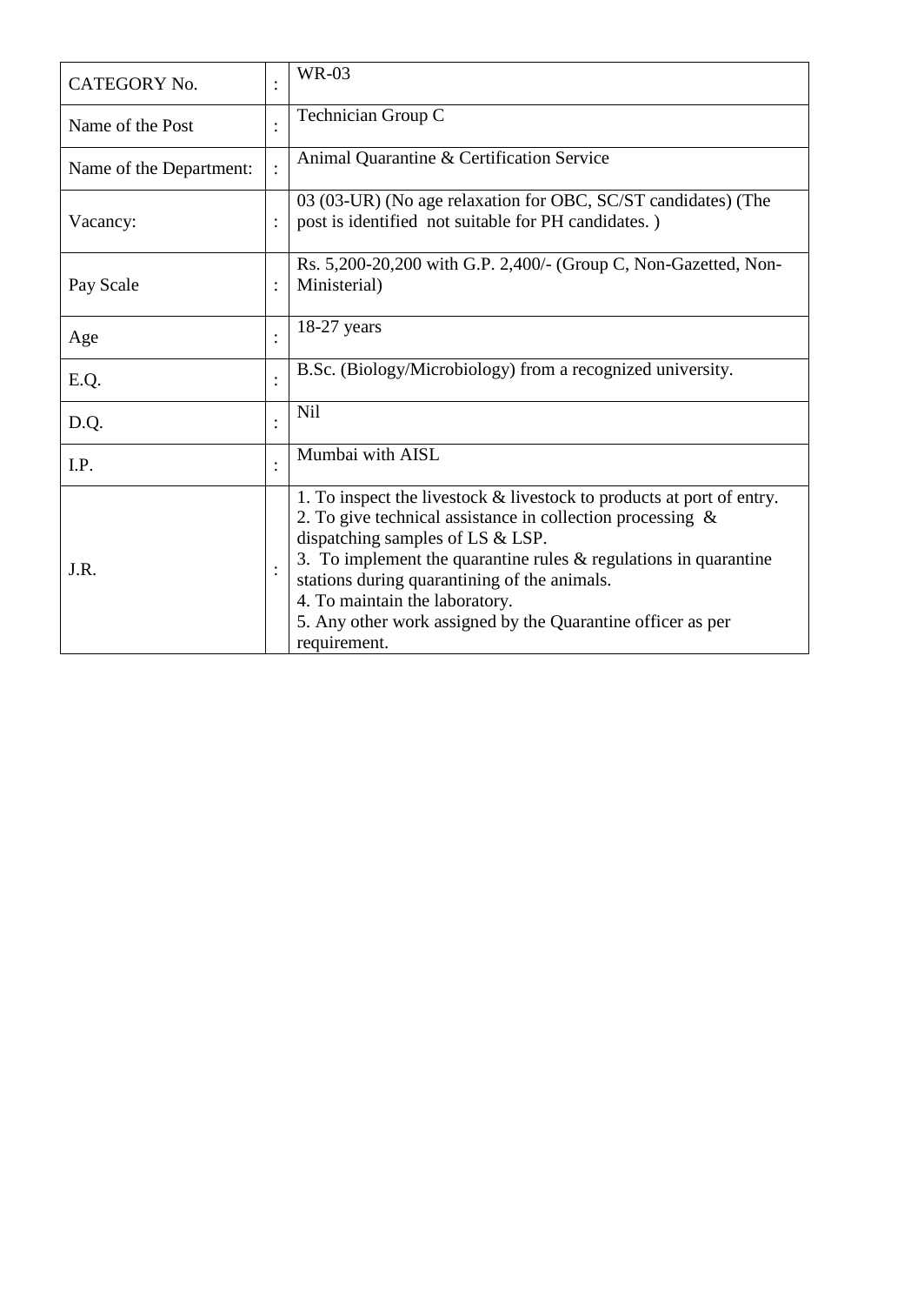| CATEGORY No. | : | WR-03 |
|---|---|---|
| Name of the Post | : | Technician Group C |
| Name of the Department: | : | Animal Quarantine & Certification Service |
| Vacancy: | : | 03 (03-UR) (No age relaxation for OBC, SC/ST candidates) (The post is identified not suitable for PH candidates. ) |
| Pay Scale | : | Rs. 5,200-20,200 with G.P. 2,400/- (Group C, Non-Gazetted, Non-Ministerial) |
| Age | : | 18-27 years |
| E.Q. | : | B.Sc. (Biology/Microbiology) from a recognized university. |
| D.Q. | : | Nil |
| I.P. | : | Mumbai with AISL |
| J.R. | : | 1. To inspect the livestock & livestock to products at port of entry.<br>2. To give technical assistance in collection processing & dispatching samples of LS & LSP.<br>3. To implement the quarantine rules & regulations in quarantine stations during quarantining of the animals.<br>4. To maintain the laboratory.<br>5. Any other work assigned by the Quarantine officer as per requirement. |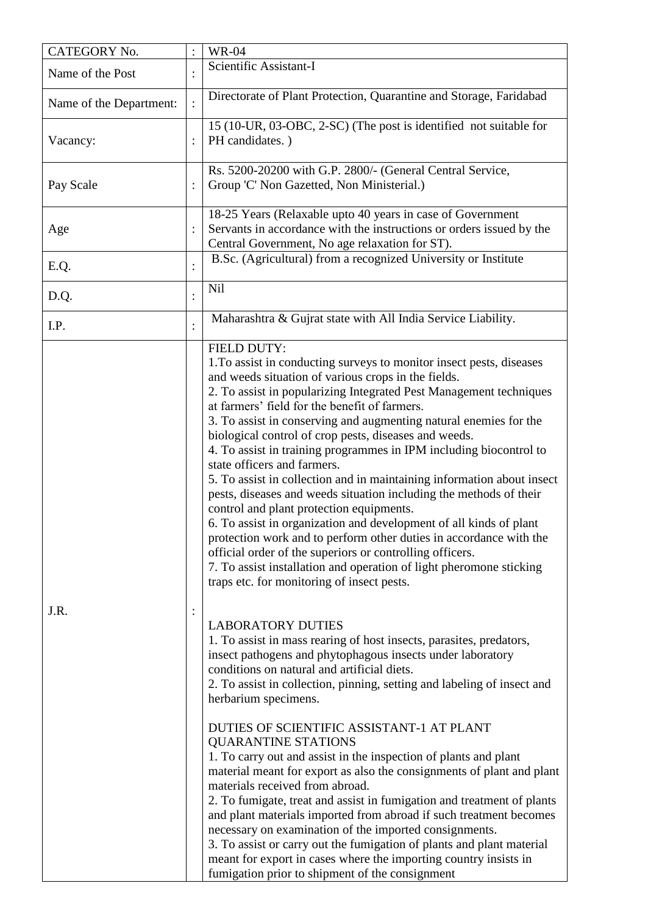| CATEGORY No. | : | WR-04 |
|---|---|---|
| Name of the Post | : | Scientific Assistant-I |
| Name of the Department: | : | Directorate of Plant Protection, Quarantine and Storage, Faridabad |
| Vacancy: | : | 15 (10-UR, 03-OBC, 2-SC) (The post is identified not suitable for PH candidates. ) |
| Pay Scale | : | Rs. 5200-20200 with G.P. 2800/- (General Central Service, Group 'C' Non Gazetted, Non Ministerial.) |
| Age | : | 18-25 Years (Relaxable upto 40 years in case of Government Servants in accordance with the instructions or orders issued by the Central Government, No age relaxation for ST). |
| E.Q. | : | B.Sc. (Agricultural) from a recognized University or Institute |
| D.Q. | : | Nil |
| I.P. | : | Maharashtra & Gujrat state with All India Service Liability. |
| J.R. | : | FIELD DUTY:<br>1.To assist in conducting surveys to monitor insect pests, diseases and weeds situation of various crops in the fields.<br>2. To assist in popularizing Integrated Pest Management techniques at farmers' field for the benefit of farmers.<br>3. To assist in conserving and augmenting natural enemies for the biological control of crop pests, diseases and weeds.<br>4. To assist in training programmes in IPM including biocontrol to state officers and farmers.<br>5. To assist in collection and in maintaining information about insect pests, diseases and weeds situation including the methods of their control and plant protection equipments.<br>6. To assist in organization and development of all kinds of plant protection work and to perform other duties in accordance with the official order of the superiors or controlling officers.<br>7. To assist installation and operation of light pheromone sticking traps etc. for monitoring of insect pests.<br><br>LABORATORY DUTIES<br>1. To assist in mass rearing of host insects, parasites, predators, insect pathogens and phytophagous insects under laboratory conditions on natural and artificial diets.<br>2. To assist in collection, pinning, setting and labeling of insect and herbarium specimens.<br><br>DUTIES OF SCIENTIFIC ASSISTANT-1 AT PLANT QUARANTINE STATIONS<br>1. To carry out and assist in the inspection of plants and plant material meant for export as also the consignments of plant and plant materials received from abroad.<br>2. To fumigate, treat and assist in fumigation and treatment of plants and plant materials imported from abroad if such treatment becomes necessary on examination of the imported consignments.<br>3. To assist or carry out the fumigation of plants and plant material meant for export in cases where the importing country insists in fumigation prior to shipment of the consignment |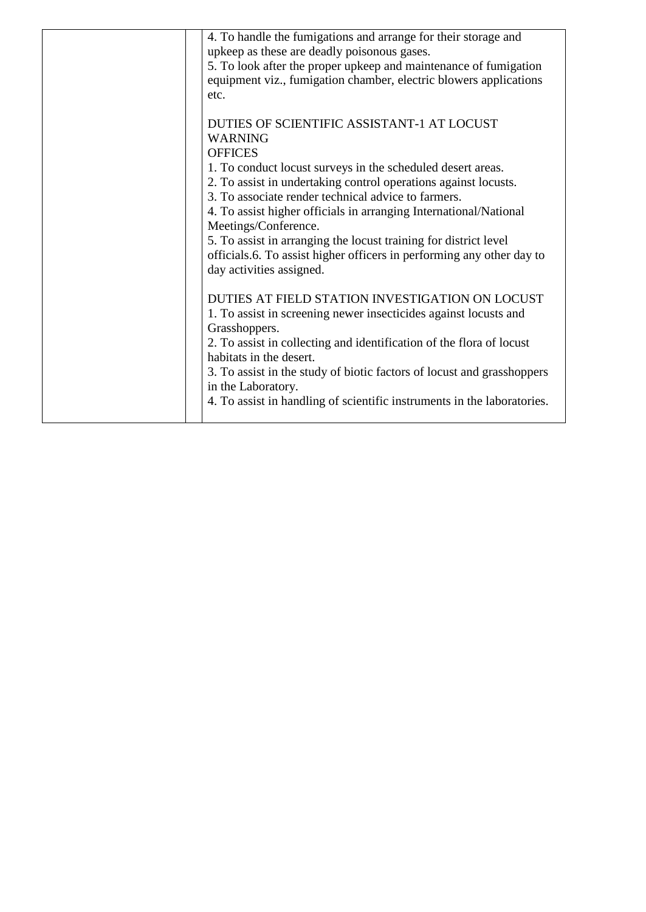| | | |
|---|---|---|
| | | 4. To handle the fumigations and arrange for their storage and upkeep as these are deadly poisonous gases.<br>5. To look after the proper upkeep and maintenance of fumigation equipment viz., fumigation chamber, electric blowers applications etc.<br><br>DUTIES OF SCIENTIFIC ASSISTANT-1 AT LOCUST WARNING OFFICES<br>1. To conduct locust surveys in the scheduled desert areas.<br>2. To assist in undertaking control operations against locusts.<br>3. To associate render technical advice to farmers.<br>4. To assist higher officials in arranging International/National Meetings/Conference.<br>5. To assist in arranging the locust training for district level officials.6. To assist higher officers in performing any other day to day activities assigned.<br><br>DUTIES AT FIELD STATION INVESTIGATION ON LOCUST<br>1. To assist in screening newer insecticides against locusts and Grasshoppers.<br>2. To assist in collecting and identification of the flora of locust habitats in the desert.<br>3. To assist in the study of biotic factors of locust and grasshoppers in the Laboratory.<br>4. To assist in handling of scientific instruments in the laboratories. |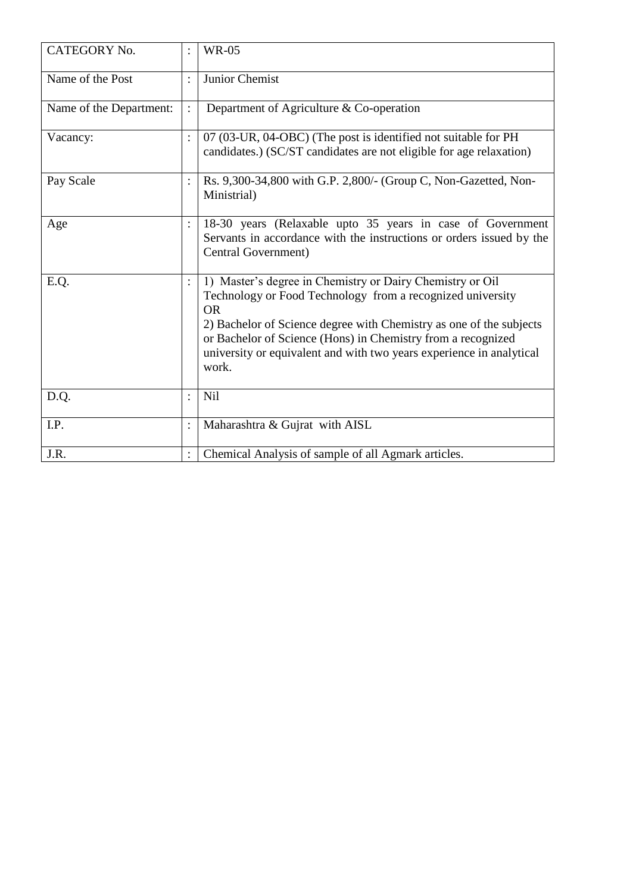| CATEGORY No. | : | WR-05 |
|---|---|---|
| Name of the Post | : | Junior Chemist |
| Name of the Department: | : | Department of Agriculture & Co-operation |
| Vacancy: | : | 07 (03-UR, 04-OBC) (The post is identified not suitable for PH candidates.) (SC/ST candidates are not eligible for age relaxation) |
| Pay Scale | : | Rs. 9,300-34,800 with G.P. 2,800/- (Group C, Non-Gazetted, Non-Ministrial) |
| Age | : | 18-30 years (Relaxable upto 35 years in case of Government Servants in accordance with the instructions or orders issued by the Central Government) |
| E.Q. | : | 1) Master's degree in Chemistry or Dairy Chemistry or Oil Technology or Food Technology from a recognized university<br>OR<br>2) Bachelor of Science degree with Chemistry as one of the subjects or Bachelor of Science (Hons) in Chemistry from a recognized university or equivalent and with two years experience in analytical work. |
| D.Q. | : | Nil |
| I.P. | : | Maharashtra & Gujrat with AISL |
| J.R. | : | Chemical Analysis of sample of all Agmark articles. |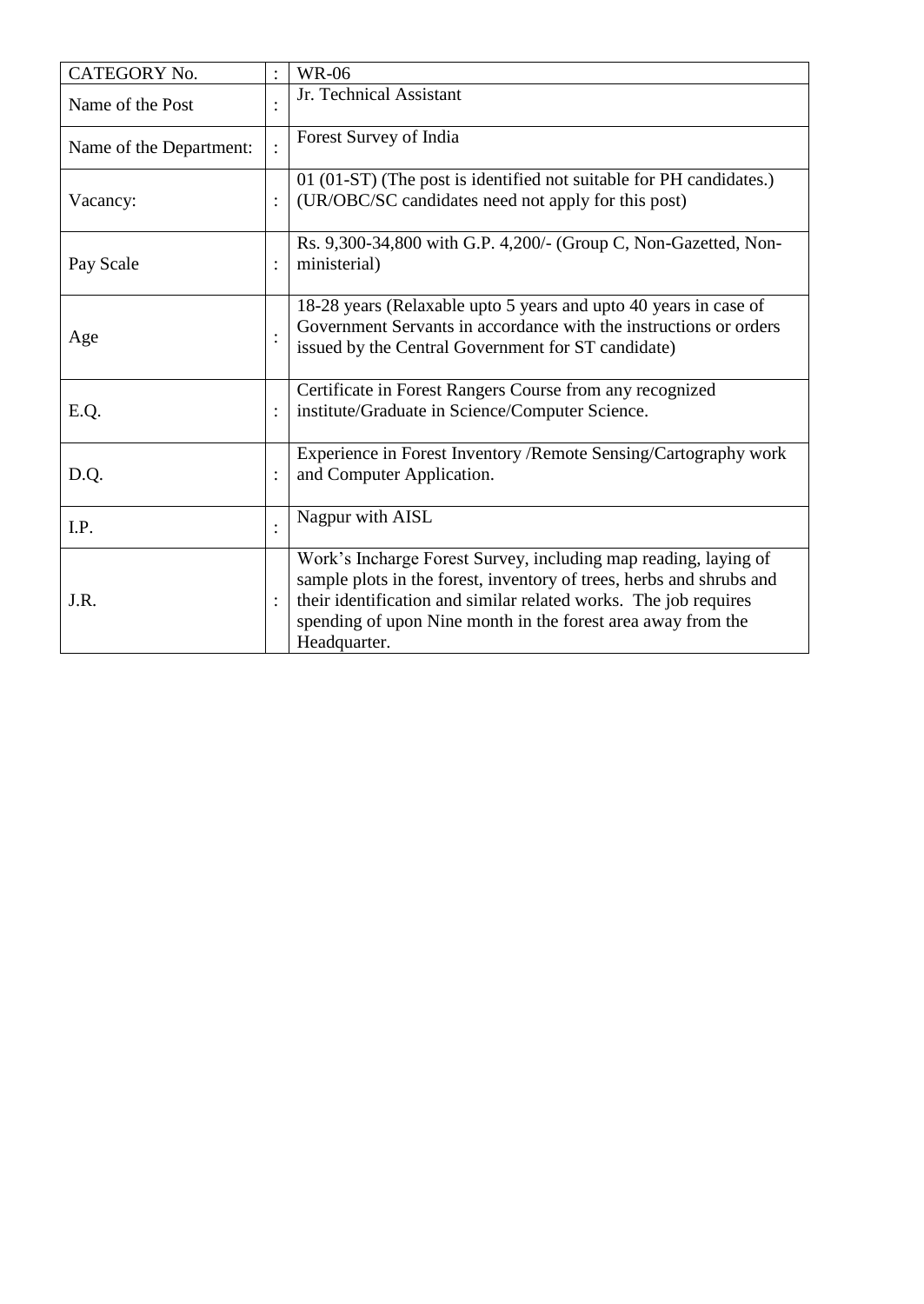| CATEGORY No. | : | WR-06 |
|---|---|---|
| Name of the Post | : | Jr. Technical Assistant |
| Name of the Department: | : | Forest Survey of India |
| Vacancy: | : | 01 (01-ST) (The post is identified not suitable for PH candidates.) (UR/OBC/SC candidates need not apply for this post) |
| Pay Scale | : | Rs. 9,300-34,800 with G.P. 4,200/- (Group C, Non-Gazetted, Non-ministerial) |
| Age | : | 18-28 years (Relaxable upto 5 years and upto 40 years in case of Government Servants in accordance with the instructions or orders issued by the Central Government for ST candidate) |
| E.Q. | : | Certificate in Forest Rangers Course from any recognized institute/Graduate in Science/Computer Science. |
| D.Q. | : | Experience in Forest Inventory /Remote Sensing/Cartography work and Computer Application. |
| I.P. | : | Nagpur with AISL |
| J.R. | : | Work's Incharge Forest Survey, including map reading, laying of sample plots in the forest, inventory of trees, herbs and shrubs and their identification and similar related works. The job requires spending of upon Nine month in the forest area away from the Headquarter. |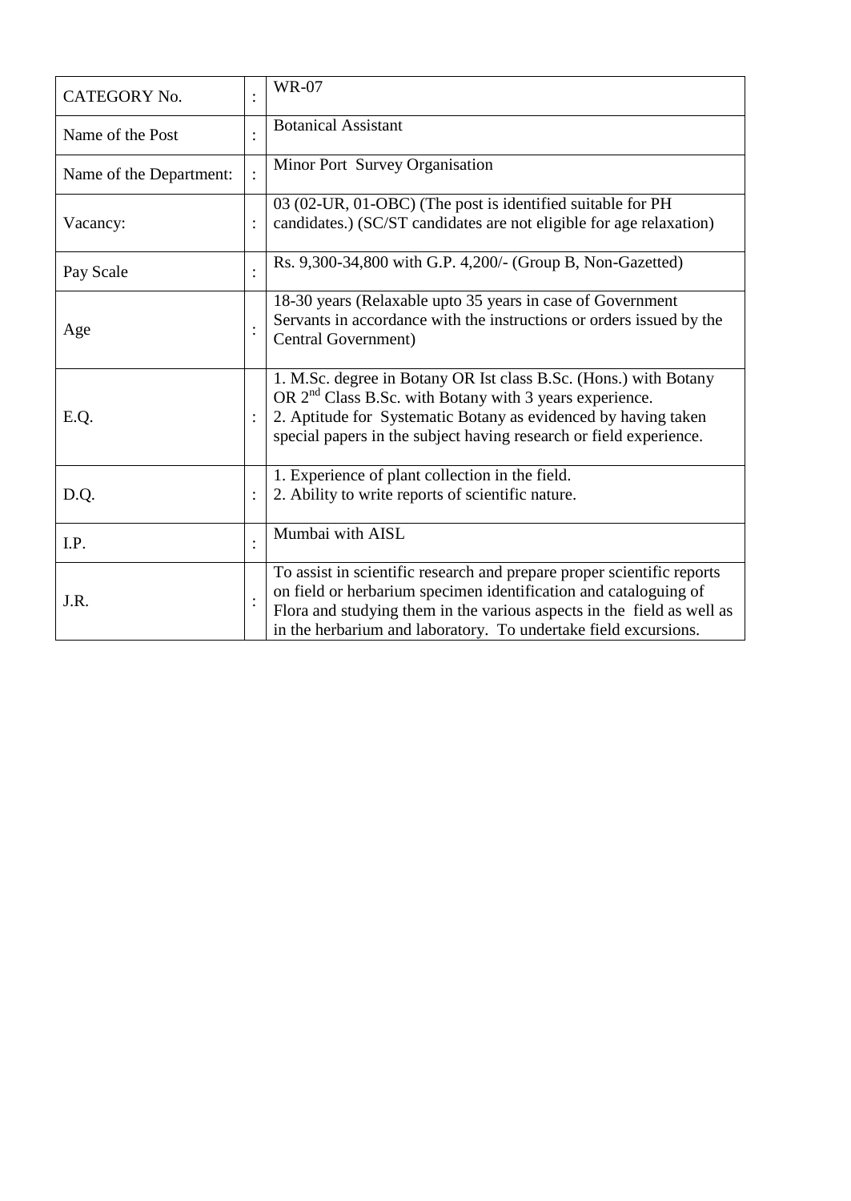| CATEGORY No. | : | WR-07 |
|---|---|---|
| Name of the Post | : | Botanical Assistant |
| Name of the Department: | : | Minor Port Survey Organisation |
| Vacancy: | : | 03 (02-UR, 01-OBC) (The post is identified suitable for PH candidates.) (SC/ST candidates are not eligible for age relaxation) |
| Pay Scale | : | Rs. 9,300-34,800 with G.P. 4,200/- (Group B, Non-Gazetted) |
| Age | : | 18-30 years (Relaxable upto 35 years in case of Government Servants in accordance with the instructions or orders issued by the Central Government) |
| E.Q. | : | 1. M.Sc. degree in Botany OR Ist class B.Sc. (Hons.) with Botany OR 2nd Class B.Sc. with Botany with 3 years experience.<br>2. Aptitude for Systematic Botany as evidenced by having taken special papers in the subject having research or field experience. |
| D.Q. | : | 1. Experience of plant collection in the field.<br>2. Ability to write reports of scientific nature. |
| I.P. | : | Mumbai with AISL |
| J.R. | : | To assist in scientific research and prepare proper scientific reports on field or herbarium specimen identification and cataloguing of Flora and studying them in the various aspects in the field as well as in the herbarium and laboratory. To undertake field excursions. |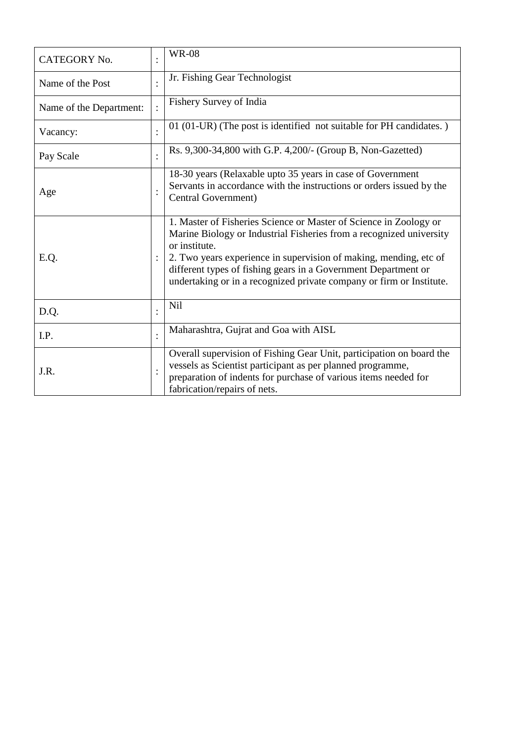| CATEGORY No. | : | WR-08 |
|---|---|---|
| Name of the Post | : | Jr. Fishing Gear Technologist |
| Name of the Department: | : | Fishery Survey of India |
| Vacancy: | : | 01 (01-UR) (The post is identified not suitable for PH candidates. ) |
| Pay Scale | : | Rs. 9,300-34,800 with G.P. 4,200/- (Group B, Non-Gazetted) |
| Age | : | 18-30 years (Relaxable upto 35 years in case of Government Servants in accordance with the instructions or orders issued by the Central Government) |
| E.Q. | : | 1. Master of Fisheries Science or Master of Science in Zoology or Marine Biology or Industrial Fisheries from a recognized university or institute.<br>2. Two years experience in supervision of making, mending, etc of different types of fishing gears in a Government Department or undertaking or in a recognized private company or firm or Institute. |
| D.Q. | : | Nil |
| I.P. | : | Maharashtra, Gujrat and Goa with AISL |
| J.R. | : | Overall supervision of Fishing Gear Unit, participation on board the vessels as Scientist participant as per planned programme, preparation of indents for purchase of various items needed for fabrication/repairs of nets. |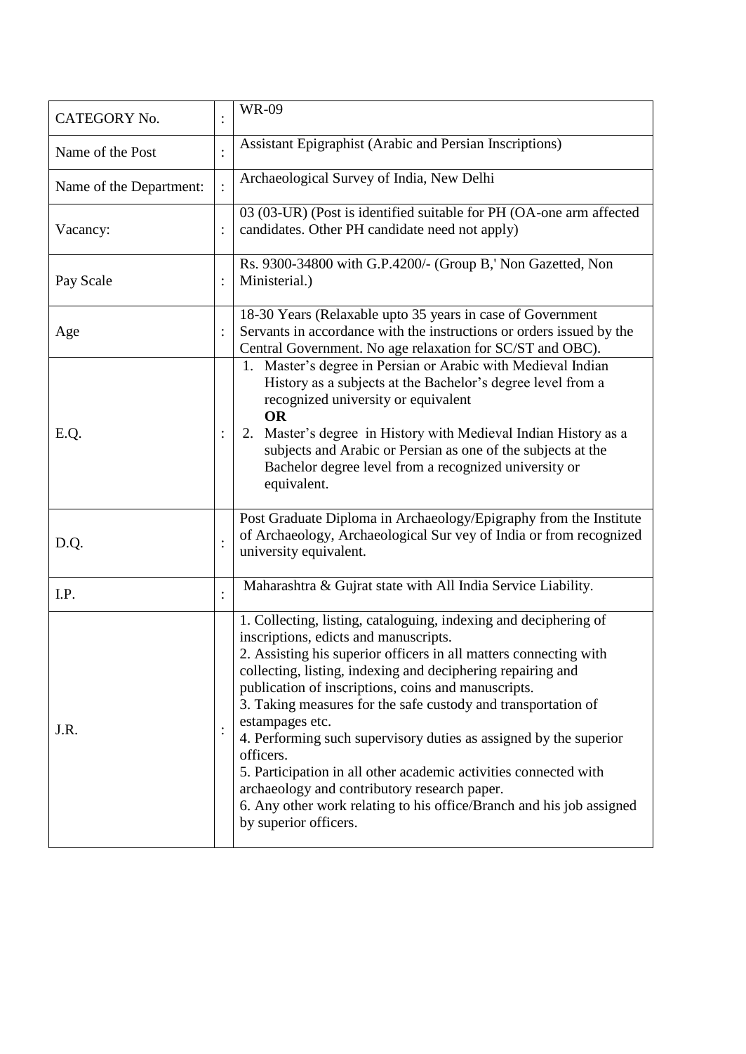| CATEGORY No. | : | WR-09 |
|---|---|---|
| Name of the Post | : | Assistant Epigraphist (Arabic and Persian Inscriptions) |
| Name of the Department: | : | Archaeological Survey of India, New Delhi |
| Vacancy: | : | 03 (03-UR) (Post is identified suitable for PH (OA-one arm affected candidates. Other PH candidate need not apply) |
| Pay Scale | : | Rs. 9300-34800 with G.P.4200/- (Group B,' Non Gazetted, Non Ministerial.) |
| Age | : | 18-30 Years (Relaxable upto 35 years in case of Government Servants in accordance with the instructions or orders issued by the Central Government. No age relaxation for SC/ST and OBC). |
| E.Q. | : | 1. Master's degree in Persian or Arabic with Medieval Indian History as a subjects at the Bachelor's degree level from a recognized university or equivalent<br>**OR**<br>2. Master's degree in History with Medieval Indian History as a subjects and Arabic or Persian as one of the subjects at the Bachelor degree level from a recognized university or equivalent. |
| D.Q. | : | Post Graduate Diploma in Archaeology/Epigraphy from the Institute of Archaeology, Archaeological Sur vey of India or from recognized university equivalent. |
| I.P. | : | Maharashtra & Gujrat state with All India Service Liability. |
| J.R. | : | 1. Collecting, listing, cataloguing, indexing and deciphering of inscriptions, edicts and manuscripts.<br>2. Assisting his superior officers in all matters connecting with collecting, listing, indexing and deciphering repairing and publication of inscriptions, coins and manuscripts.<br>3. Taking measures for the safe custody and transportation of estampages etc.<br>4. Performing such supervisory duties as assigned by the superior officers.<br>5. Participation in all other academic activities connected with archaeology and contributory research paper.<br>6. Any other work relating to his office/Branch and his job assigned by superior officers. |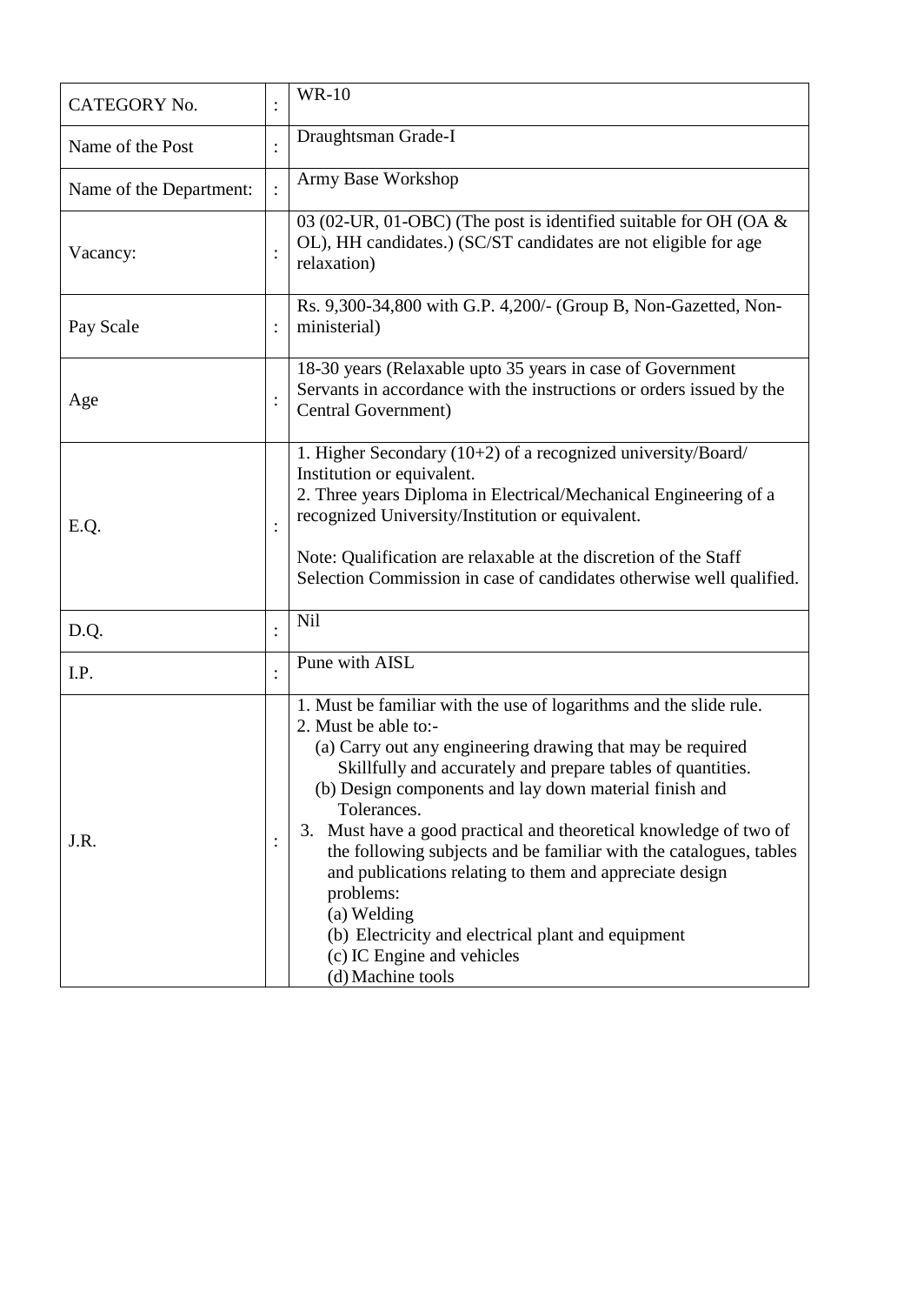| CATEGORY No. | : | WR-10 |
|---|---|---|
| Name of the Post | : | Draughtsman Grade-I |
| Name of the Department: | : | Army Base Workshop |
| Vacancy: | : | 03 (02-UR, 01-OBC) (The post is identified suitable for OH (OA & OL), HH candidates.) (SC/ST candidates are not eligible for age relaxation) |
| Pay Scale | : | Rs. 9,300-34,800 with G.P. 4,200/- (Group B, Non-Gazetted, Non-ministerial) |
| Age | : | 18-30 years (Relaxable upto 35 years in case of Government Servants in accordance with the instructions or orders issued by the Central Government) |
| E.Q. | : | 1. Higher Secondary (10+2) of a recognized university/Board/ Institution or equivalent.<br>2. Three years Diploma in Electrical/Mechanical Engineering of a recognized University/Institution or equivalent.<br><br>Note: Qualification are relaxable at the discretion of the Staff Selection Commission in case of candidates otherwise well qualified. |
| D.Q. | : | Nil |
| I.P. | : | Pune with AISL |
| J.R. | : | 1. Must be familiar with the use of logarithms and the slide rule.<br>2. Must be able to:-<br>(a) Carry out any engineering drawing that may be required Skillfully and accurately and prepare tables of quantities.<br>(b) Design components and lay down material finish and Tolerances.<br>3. Must have a good practical and theoretical knowledge of two of the following subjects and be familiar with the catalogues, tables and publications relating to them and appreciate design problems:<br>(a) Welding<br>(b) Electricity and electrical plant and equipment<br>(c) IC Engine and vehicles<br>(d) Machine tools |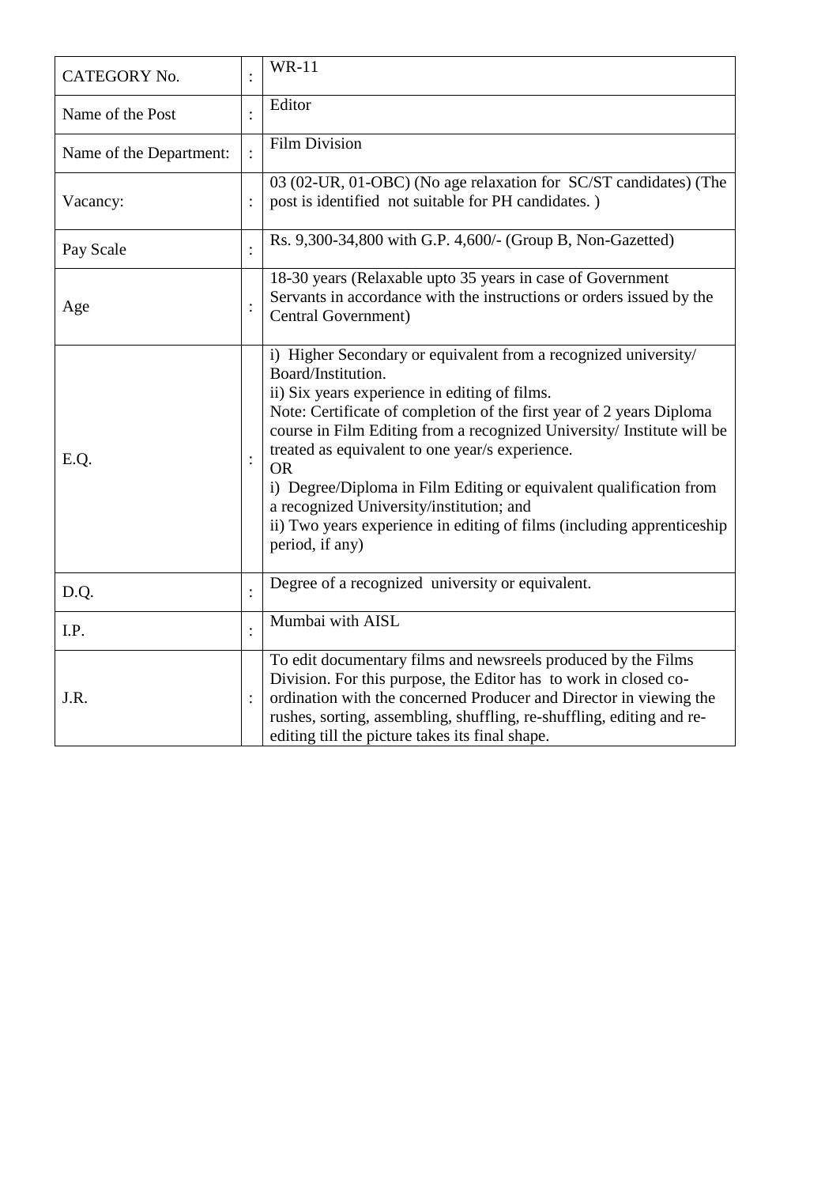| CATEGORY No. | : | WR-11 |
| --- | --- | --- |
| Name of the Post | : | Editor |
| Name of the Department: | : | Film Division |
| Vacancy: | : | 03 (02-UR, 01-OBC) (No age relaxation for SC/ST candidates) (The post is identified not suitable for PH candidates. ) |
| Pay Scale | : | Rs. 9,300-34,800 with G.P. 4,600/- (Group B, Non-Gazetted) |
| Age | : | 18-30 years (Relaxable upto 35 years in case of Government Servants in accordance with the instructions or orders issued by the Central Government) |
| E.Q. | : | i) Higher Secondary or equivalent from a recognized university/ Board/Institution.<br>ii) Six years experience in editing of films.<br>Note: Certificate of completion of the first year of 2 years Diploma course in Film Editing from a recognized University/ Institute will be treated as equivalent to one year/s experience.<br>OR<br>i) Degree/Diploma in Film Editing or equivalent qualification from a recognized University/institution; and<br>ii) Two years experience in editing of films (including apprenticeship period, if any) |
| D.Q. | : | Degree of a recognized university or equivalent. |
| I.P. | : | Mumbai with AISL |
| J.R. | : | To edit documentary films and newsreels produced by the Films Division. For this purpose, the Editor has to work in closed co-ordination with the concerned Producer and Director in viewing the rushes, sorting, assembling, shuffling, re-shuffling, editing and re-editing till the picture takes its final shape. |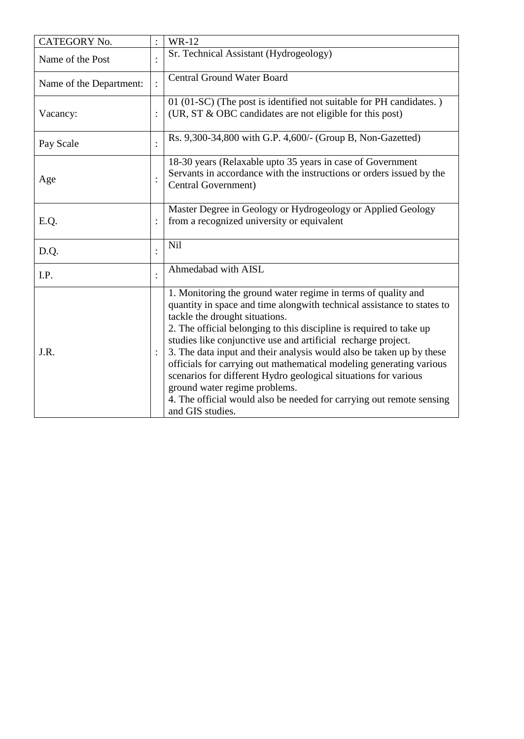| CATEGORY No. | : | WR-12 |
|---|---|---|
| Name of the Post | : | Sr. Technical Assistant (Hydrogeology) |
| Name of the Department: | : | Central Ground Water Board |
| Vacancy: | : | 01 (01-SC) (The post is identified not suitable for PH candidates. ) (UR, ST & OBC candidates are not eligible for this post) |
| Pay Scale | : | Rs. 9,300-34,800 with G.P. 4,600/- (Group B, Non-Gazetted) |
| Age | : | 18-30 years (Relaxable upto 35 years in case of Government Servants in accordance with the instructions or orders issued by the Central Government) |
| E.Q. | : | Master Degree in Geology or Hydrogeology or Applied Geology from a recognized university or equivalent |
| D.Q. | : | Nil |
| I.P. | : | Ahmedabad with AISL |
| J.R. | : | 1. Monitoring the ground water regime in terms of quality and quantity in space and time alongwith technical assistance to states to tackle the drought situations.<br>2. The official belonging to this discipline is required to take up studies like conjunctive use and artificial recharge project.<br>3. The data input and their analysis would also be taken up by these officials for carrying out mathematical modeling generating various scenarios for different Hydro geological situations for various ground water regime problems.<br>4. The official would also be needed for carrying out remote sensing and GIS studies. |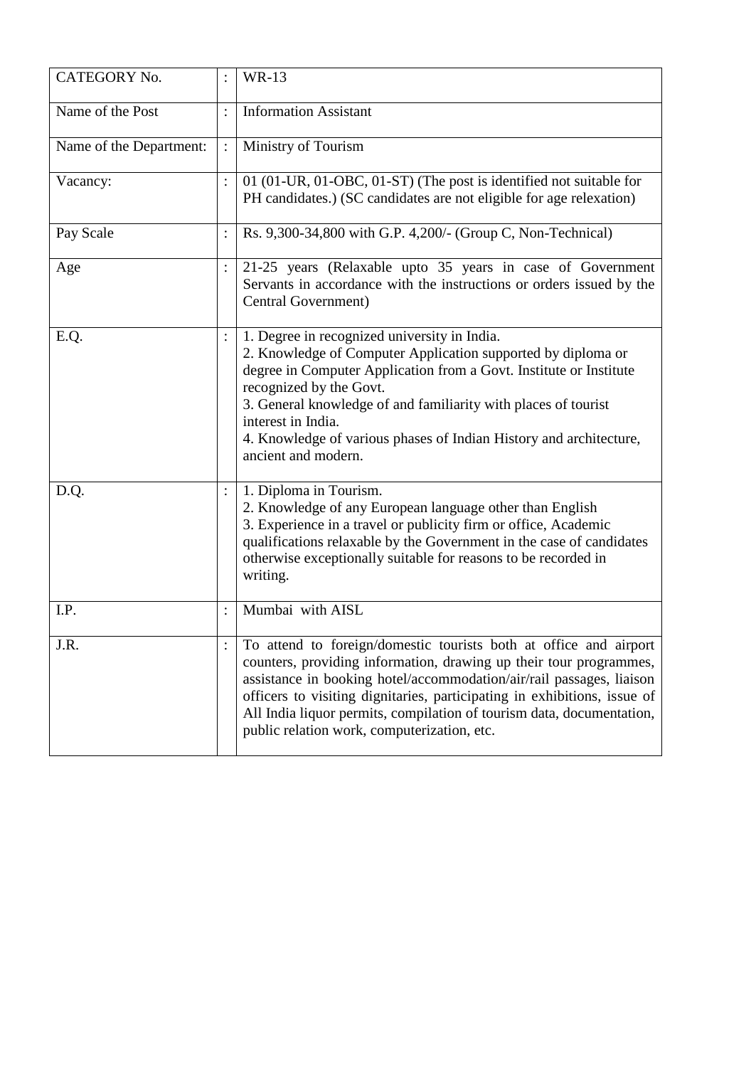| CATEGORY No. | : | WR-13 |
|---|---|---|
| Name of the Post | : | Information Assistant |
| Name of the Department: | : | Ministry of Tourism |
| Vacancy: | : | 01 (01-UR, 01-OBC, 01-ST) (The post is identified not suitable for PH candidates.) (SC candidates are not eligible for age relexation) |
| Pay Scale | : | Rs. 9,300-34,800 with G.P. 4,200/- (Group C, Non-Technical) |
| Age | : | 21-25 years (Relaxable upto 35 years in case of Government Servants in accordance with the instructions or orders issued by the Central Government) |
| E.Q. | : | 1. Degree in recognized university in India.<br>2. Knowledge of Computer Application supported by diploma or degree in Computer Application from a Govt. Institute or Institute recognized by the Govt.<br>3. General knowledge of and familiarity with places of tourist interest in India.<br>4. Knowledge of various phases of Indian History and architecture, ancient and modern. |
| D.Q. | : | 1. Diploma in Tourism.<br>2. Knowledge of any European language other than English<br>3. Experience in a travel or publicity firm or office, Academic qualifications relaxable by the Government in the case of candidates otherwise exceptionally suitable for reasons to be recorded in writing. |
| I.P. | : | Mumbai with AISL |
| J.R. | : | To attend to foreign/domestic tourists both at office and airport counters, providing information, drawing up their tour programmes, assistance in booking hotel/accommodation/air/rail passages, liaison officers to visiting dignitaries, participating in exhibitions, issue of All India liquor permits, compilation of tourism data, documentation, public relation work, computerization, etc. |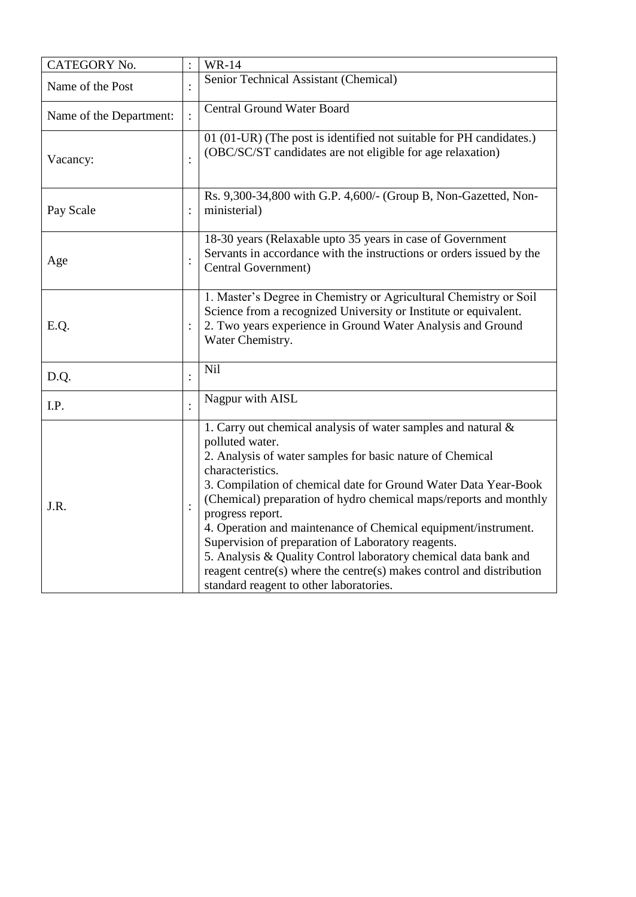| CATEGORY No. | : | WR-14 |
|---|---|---|
| Name of the Post | : | Senior Technical Assistant (Chemical) |
| Name of the Department: | : | Central Ground Water Board |
| Vacancy: | : | 01 (01-UR) (The post is identified not suitable for PH candidates.) (OBC/SC/ST candidates are not eligible for age relaxation) |
| Pay Scale | : | Rs. 9,300-34,800 with G.P. 4,600/- (Group B, Non-Gazetted, Non-ministerial) |
| Age | : | 18-30 years (Relaxable upto 35 years in case of Government Servants in accordance with the instructions or orders issued by the Central Government) |
| E.Q. | : | 1. Master's Degree in Chemistry or Agricultural Chemistry or Soil Science from a recognized University or Institute or equivalent.<br>2. Two years experience in Ground Water Analysis and Ground Water Chemistry. |
| D.Q. | : | Nil |
| I.P. | : | Nagpur with AISL |
| J.R. | : | 1. Carry out chemical analysis of water samples and natural & polluted water.<br>2. Analysis of water samples for basic nature of Chemical characteristics.<br>3. Compilation of chemical date for Ground Water Data Year-Book (Chemical) preparation of hydro chemical maps/reports and monthly progress report.<br>4. Operation and maintenance of Chemical equipment/instrument. Supervision of preparation of Laboratory reagents.<br>5. Analysis & Quality Control laboratory chemical data bank and reagent centre(s) where the centre(s) makes control and distribution standard reagent to other laboratories. |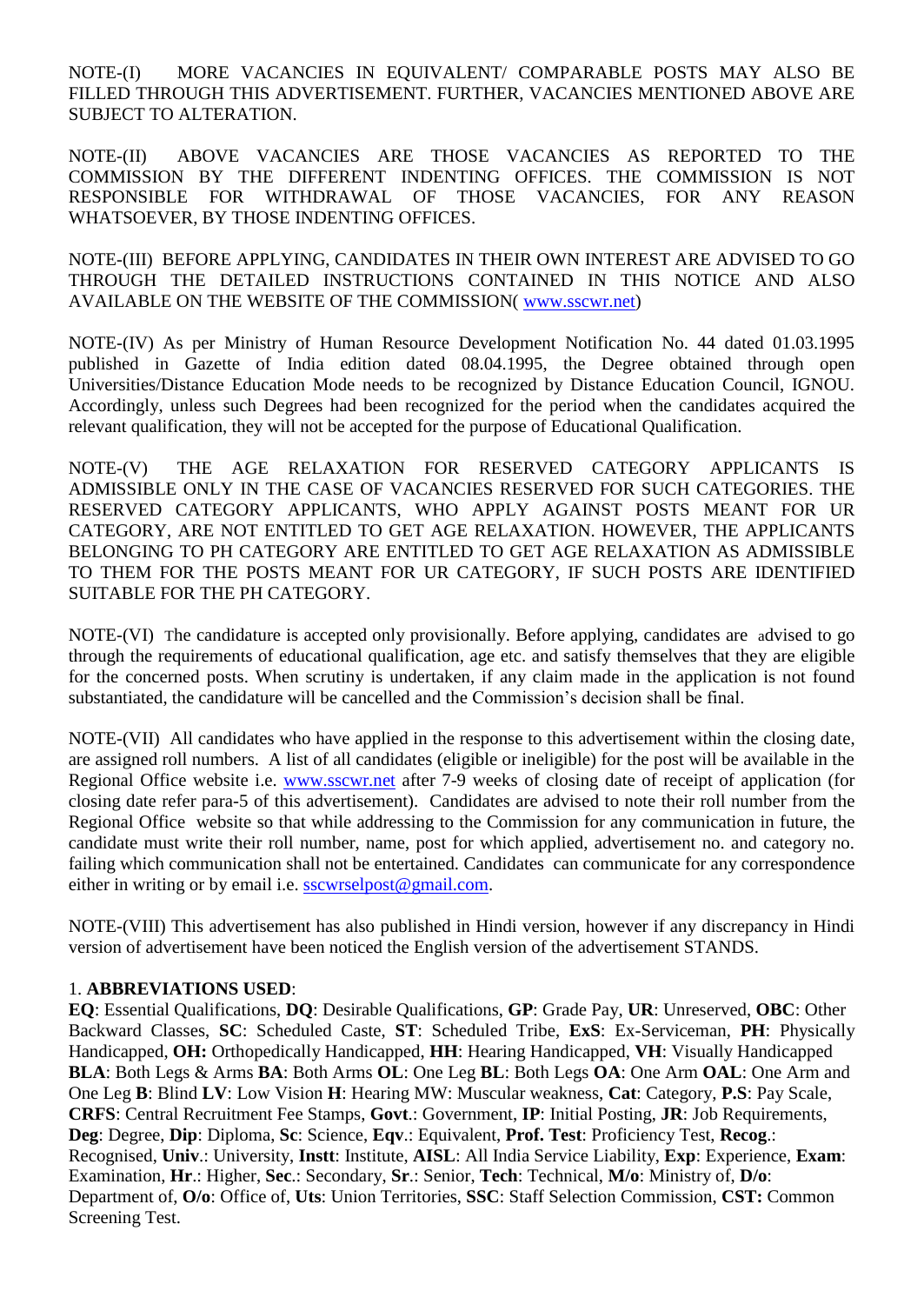NOTE-(I) MORE VACANCIES IN EQUIVALENT/ COMPARABLE POSTS MAY ALSO BE FILLED THROUGH THIS ADVERTISEMENT. FURTHER, VACANCIES MENTIONED ABOVE ARE SUBJECT TO ALTERATION.

NOTE-(II) ABOVE VACANCIES ARE THOSE VACANCIES AS REPORTED TO THE COMMISSION BY THE DIFFERENT INDENTING OFFICES. THE COMMISSION IS NOT RESPONSIBLE FOR WITHDRAWAL OF THOSE VACANCIES, FOR ANY REASON WHATSOEVER, BY THOSE INDENTING OFFICES.

NOTE-(III) BEFORE APPLYING, CANDIDATES IN THEIR OWN INTEREST ARE ADVISED TO GO THROUGH THE DETAILED INSTRUCTIONS CONTAINED IN THIS NOTICE AND ALSO AVAILABLE ON THE WEBSITE OF THE COMMISSION( www.sscwr.net)

NOTE-(IV) As per Ministry of Human Resource Development Notification No. 44 dated 01.03.1995 published in Gazette of India edition dated 08.04.1995, the Degree obtained through open Universities/Distance Education Mode needs to be recognized by Distance Education Council, IGNOU. Accordingly, unless such Degrees had been recognized for the period when the candidates acquired the relevant qualification, they will not be accepted for the purpose of Educational Qualification.

NOTE-(V) THE AGE RELAXATION FOR RESERVED CATEGORY APPLICANTS IS ADMISSIBLE ONLY IN THE CASE OF VACANCIES RESERVED FOR SUCH CATEGORIES. THE RESERVED CATEGORY APPLICANTS, WHO APPLY AGAINST POSTS MEANT FOR UR CATEGORY, ARE NOT ENTITLED TO GET AGE RELAXATION. HOWEVER, THE APPLICANTS BELONGING TO PH CATEGORY ARE ENTITLED TO GET AGE RELAXATION AS ADMISSIBLE TO THEM FOR THE POSTS MEANT FOR UR CATEGORY, IF SUCH POSTS ARE IDENTIFIED SUITABLE FOR THE PH CATEGORY.

NOTE-(VI) The candidature is accepted only provisionally. Before applying, candidates are advised to go through the requirements of educational qualification, age etc. and satisfy themselves that they are eligible for the concerned posts. When scrutiny is undertaken, if any claim made in the application is not found substantiated, the candidature will be cancelled and the Commission's decision shall be final.

NOTE-(VII) All candidates who have applied in the response to this advertisement within the closing date, are assigned roll numbers. A list of all candidates (eligible or ineligible) for the post will be available in the Regional Office website i.e. www.sscwr.net after 7-9 weeks of closing date of receipt of application (for closing date refer para-5 of this advertisement). Candidates are advised to note their roll number from the Regional Office website so that while addressing to the Commission for any communication in future, the candidate must write their roll number, name, post for which applied, advertisement no. and category no. failing which communication shall not be entertained. Candidates can communicate for any correspondence either in writing or by email i.e. sscwrselpost@gmail.com.

NOTE-(VIII) This advertisement has also published in Hindi version, however if any discrepancy in Hindi version of advertisement have been noticed the English version of the advertisement STANDS.

1. **ABBREVIATIONS USED**:

**EQ**: Essential Qualifications, **DQ**: Desirable Qualifications, **GP**: Grade Pay, **UR**: Unreserved, **OBC**: Other Backward Classes, **SC**: Scheduled Caste, **ST**: Scheduled Tribe, **ExS**: Ex-Serviceman, **PH**: Physically Handicapped, **OH:** Orthopedically Handicapped, **HH**: Hearing Handicapped, **VH**: Visually Handicapped **BLA**: Both Legs & Arms **BA**: Both Arms **OL**: One Leg **BL**: Both Legs **OA**: One Arm **OAL**: One Arm and One Leg **B**: Blind **LV**: Low Vision **H**: Hearing MW: Muscular weakness, **Cat**: Category, **P.S**: Pay Scale, **CRFS**: Central Recruitment Fee Stamps, **Govt**.: Government, **IP**: Initial Posting, **JR**: Job Requirements, **Deg**: Degree, **Dip**: Diploma, **Sc**: Science, **Eqv**.: Equivalent, **Prof. Test**: Proficiency Test, **Recog**.: Recognised, **Univ**.: University, **Instt**: Institute, **AISL**: All India Service Liability, **Exp**: Experience, **Exam**: Examination, **Hr**.: Higher, **Sec**.: Secondary, **Sr**.: Senior, **Tech**: Technical, **M/o**: Ministry of, **D/o**: Department of, **O/o**: Office of, **Uts**: Union Territories, **SSC**: Staff Selection Commission, **CST:** Common Screening Test.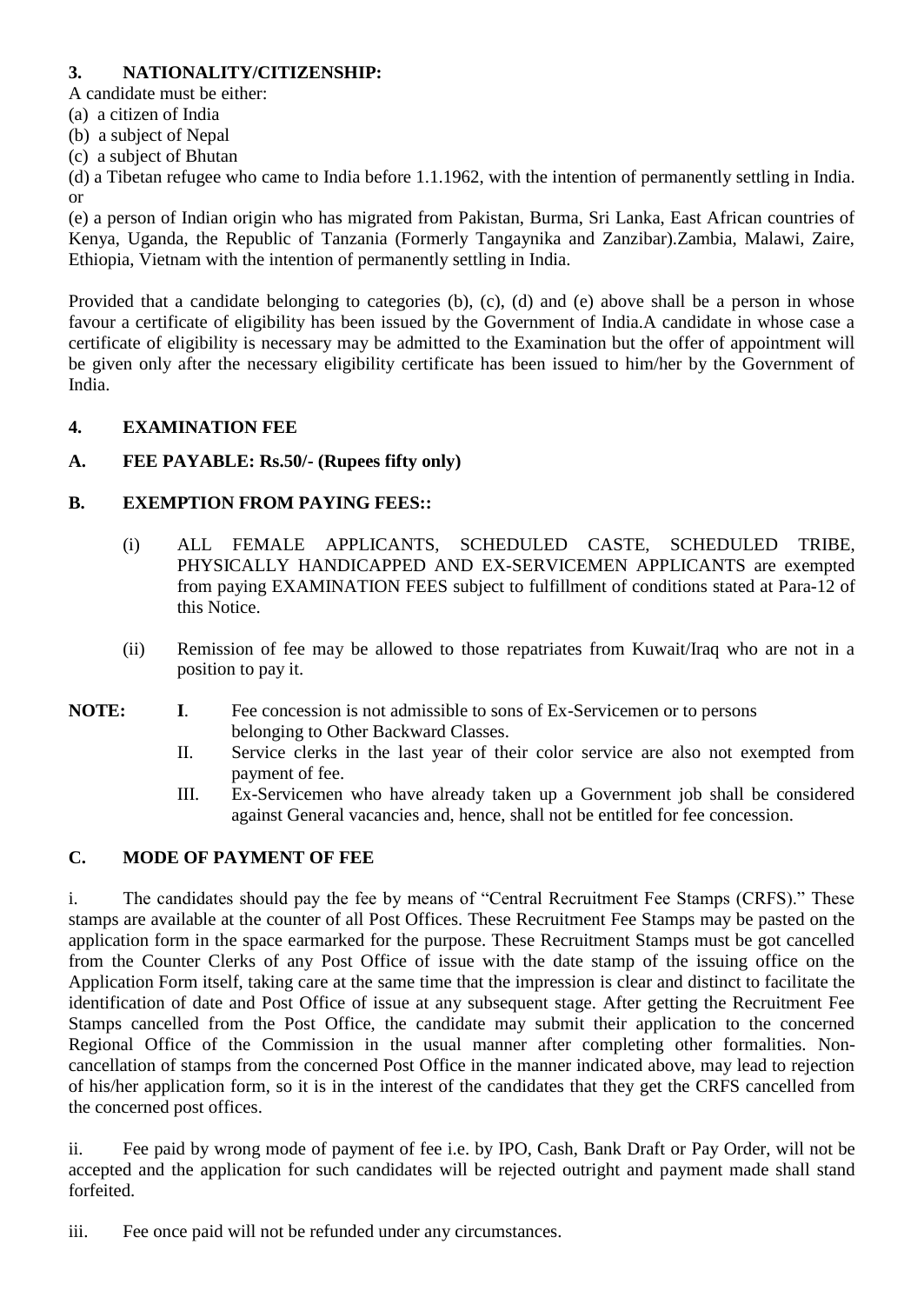## 3. NATIONALITY/CITIZENSHIP:

A candidate must be either:

(a) a citizen of India

(b) a subject of Nepal

(c) a subject of Bhutan

(d) a Tibetan refugee who came to India before 1.1.1962, with the intention of permanently settling in India. or

(e) a person of Indian origin who has migrated from Pakistan, Burma, Sri Lanka, East African countries of Kenya, Uganda, the Republic of Tanzania (Formerly Tangaynika and Zanzibar).Zambia, Malawi, Zaire, Ethiopia, Vietnam with the intention of permanently settling in India.

Provided that a candidate belonging to categories (b), (c), (d) and (e) above shall be a person in whose favour a certificate of eligibility has been issued by the Government of India.A candidate in whose case a certificate of eligibility is necessary may be admitted to the Examination but the offer of appointment will be given only after the necessary eligibility certificate has been issued to him/her by the Government of India.

## 4. EXAMINATION FEE

### A. FEE PAYABLE: Rs.50/- (Rupees fifty only)

### B. EXEMPTION FROM PAYING FEES::

(i) ALL FEMALE APPLICANTS, SCHEDULED CASTE, SCHEDULED TRIBE, PHYSICALLY HANDICAPPED AND EX-SERVICEMEN APPLICANTS are exempted from paying EXAMINATION FEES subject to fulfillment of conditions stated at Para-12 of this Notice.

(ii) Remission of fee may be allowed to those repatriates from Kuwait/Iraq who are not in a position to pay it.

**NOTE:**

**I**. Fee concession is not admissible to sons of Ex-Servicemen or to persons belonging to Other Backward Classes.

II. Service clerks in the last year of their color service are also not exempted from payment of fee.

III. Ex-Servicemen who have already taken up a Government job shall be considered against General vacancies and, hence, shall not be entitled for fee concession.

### C. MODE OF PAYMENT OF FEE

i. The candidates should pay the fee by means of "Central Recruitment Fee Stamps (CRFS)." These stamps are available at the counter of all Post Offices. These Recruitment Fee Stamps may be pasted on the application form in the space earmarked for the purpose. These Recruitment Stamps must be got cancelled from the Counter Clerks of any Post Office of issue with the date stamp of the issuing office on the Application Form itself, taking care at the same time that the impression is clear and distinct to facilitate the identification of date and Post Office of issue at any subsequent stage. After getting the Recruitment Fee Stamps cancelled from the Post Office, the candidate may submit their application to the concerned Regional Office of the Commission in the usual manner after completing other formalities. Non-cancellation of stamps from the concerned Post Office in the manner indicated above, may lead to rejection of his/her application form, so it is in the interest of the candidates that they get the CRFS cancelled from the concerned post offices.

ii. Fee paid by wrong mode of payment of fee i.e. by IPO, Cash, Bank Draft or Pay Order, will not be accepted and the application for such candidates will be rejected outright and payment made shall stand forfeited.

iii. Fee once paid will not be refunded under any circumstances.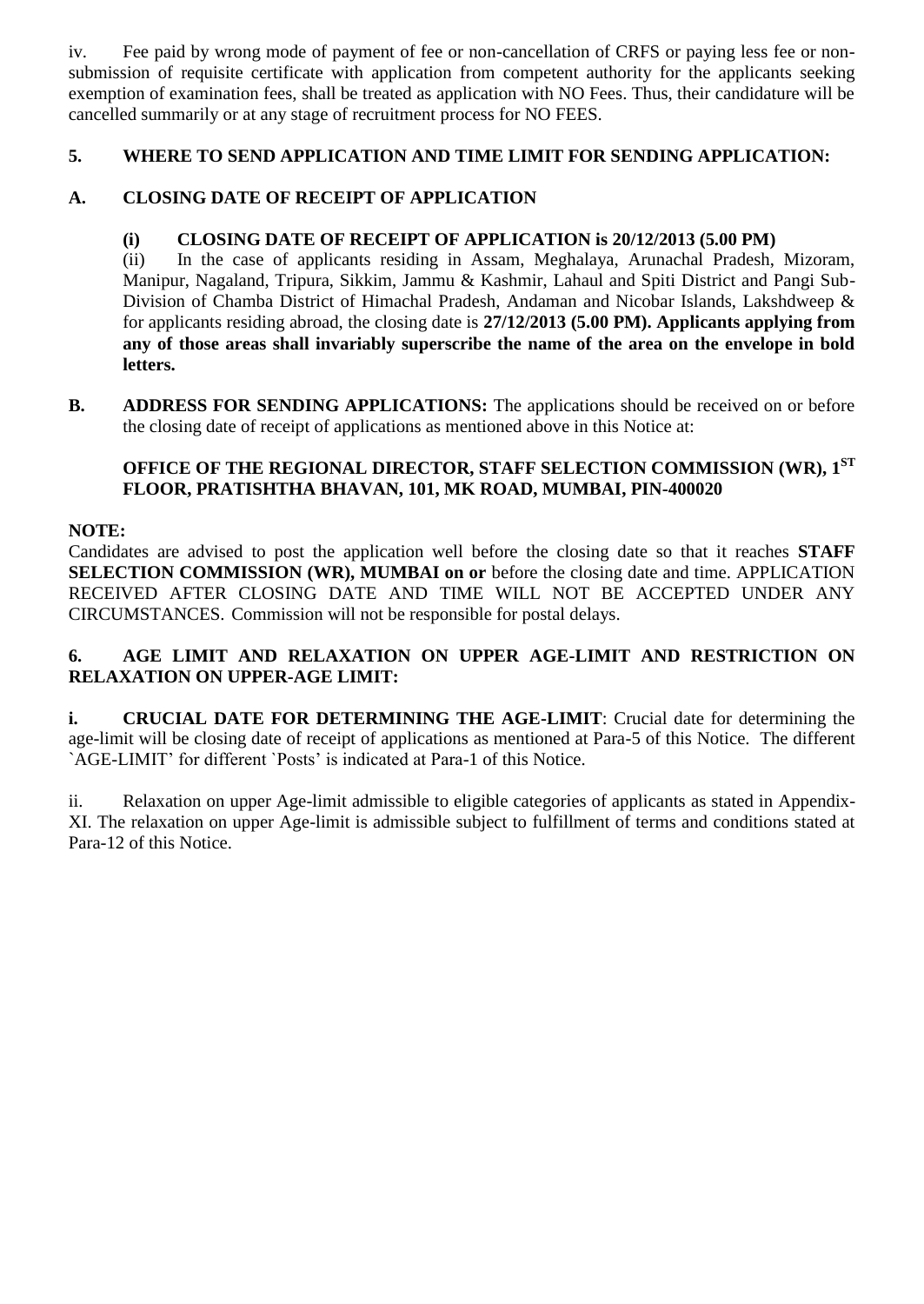iv. Fee paid by wrong mode of payment of fee or non-cancellation of CRFS or paying less fee or non-submission of requisite certificate with application from competent authority for the applicants seeking exemption of examination fees, shall be treated as application with NO Fees. Thus, their candidature will be cancelled summarily or at any stage of recruitment process for NO FEES.

## 5. WHERE TO SEND APPLICATION AND TIME LIMIT FOR SENDING APPLICATION:

### A. CLOSING DATE OF RECEIPT OF APPLICATION

**(i) CLOSING DATE OF RECEIPT OF APPLICATION is 20/12/2013 (5.00 PM)**

(ii) In the case of applicants residing in Assam, Meghalaya, Arunachal Pradesh, Mizoram, Manipur, Nagaland, Tripura, Sikkim, Jammu & Kashmir, Lahaul and Spiti District and Pangi Sub-Division of Chamba District of Himachal Pradesh, Andaman and Nicobar Islands, Lakshdweep & for applicants residing abroad, the closing date is **27/12/2013 (5.00 PM). Applicants applying from any of those areas shall invariably superscribe the name of the area on the envelope in bold letters.**

**B. ADDRESS FOR SENDING APPLICATIONS:** The applications should be received on or before the closing date of receipt of applications as mentioned above in this Notice at:

**OFFICE OF THE REGIONAL DIRECTOR, STAFF SELECTION COMMISSION (WR), 1ST FLOOR, PRATISHTHA BHAVAN, 101, MK ROAD, MUMBAI, PIN-400020**

**NOTE:**

Candidates are advised to post the application well before the closing date so that it reaches **STAFF SELECTION COMMISSION (WR), MUMBAI on or** before the closing date and time. APPLICATION RECEIVED AFTER CLOSING DATE AND TIME WILL NOT BE ACCEPTED UNDER ANY CIRCUMSTANCES. Commission will not be responsible for postal delays.

## 6. AGE LIMIT AND RELAXATION ON UPPER AGE-LIMIT AND RESTRICTION ON RELAXATION ON UPPER-AGE LIMIT:

**i. CRUCIAL DATE FOR DETERMINING THE AGE-LIMIT**: Crucial date for determining the age-limit will be closing date of receipt of applications as mentioned at Para-5 of this Notice. The different `AGE-LIMIT' for different `Posts' is indicated at Para-1 of this Notice.

ii. Relaxation on upper Age-limit admissible to eligible categories of applicants as stated in Appendix-XI. The relaxation on upper Age-limit is admissible subject to fulfillment of terms and conditions stated at Para-12 of this Notice.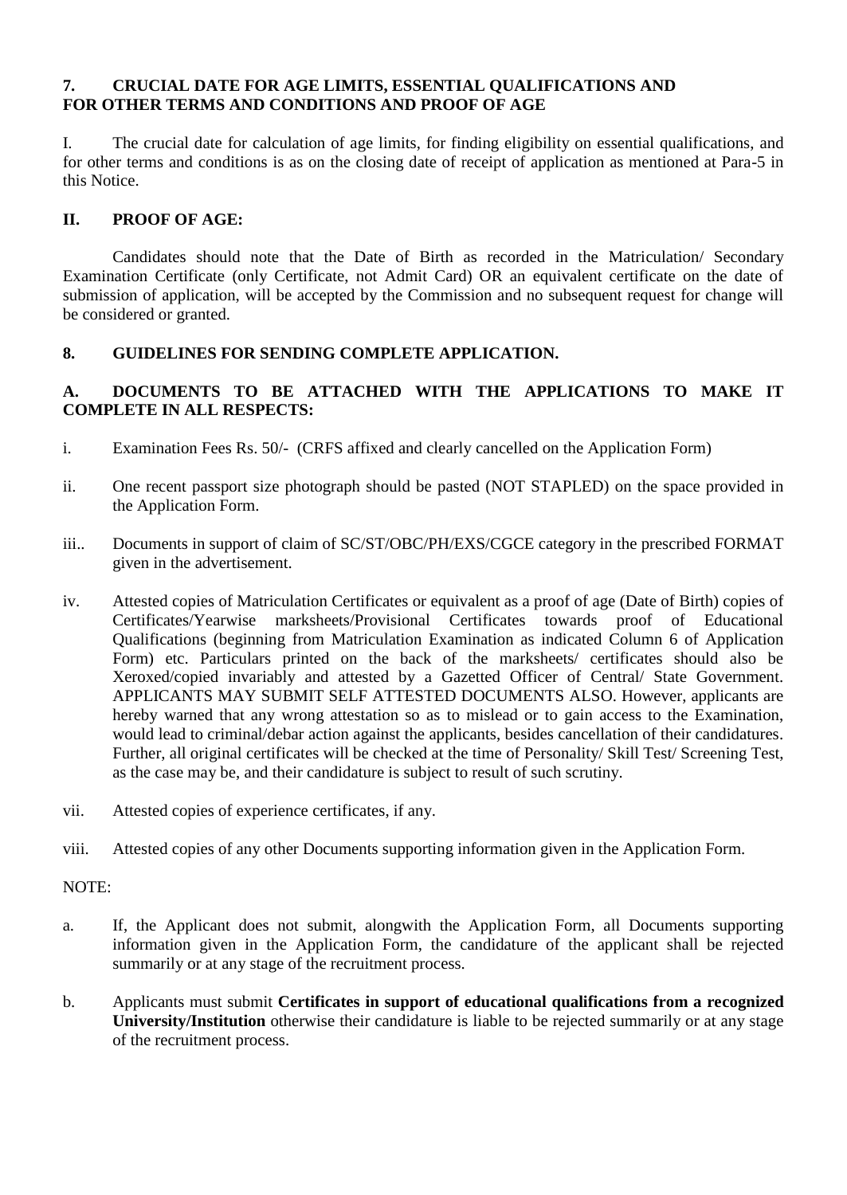**7. CRUCIAL DATE FOR AGE LIMITS, ESSENTIAL QUALIFICATIONS AND FOR OTHER TERMS AND CONDITIONS AND PROOF OF AGE**

I. The crucial date for calculation of age limits, for finding eligibility on essential qualifications, and for other terms and conditions is as on the closing date of receipt of application as mentioned at Para-5 in this Notice.

**II. PROOF OF AGE:**

Candidates should note that the Date of Birth as recorded in the Matriculation/ Secondary Examination Certificate (only Certificate, not Admit Card) OR an equivalent certificate on the date of submission of application, will be accepted by the Commission and no subsequent request for change will be considered or granted.

**8. GUIDELINES FOR SENDING COMPLETE APPLICATION.**

**A. DOCUMENTS TO BE ATTACHED WITH THE APPLICATIONS TO MAKE IT COMPLETE IN ALL RESPECTS:**

i. Examination Fees Rs. 50/- (CRFS affixed and clearly cancelled on the Application Form)

ii. One recent passport size photograph should be pasted (NOT STAPLED) on the space provided in the Application Form.

iii.. Documents in support of claim of SC/ST/OBC/PH/EXS/CGCE category in the prescribed FORMAT given in the advertisement.

iv. Attested copies of Matriculation Certificates or equivalent as a proof of age (Date of Birth) copies of Certificates/Yearwise marksheets/Provisional Certificates towards proof of Educational Qualifications (beginning from Matriculation Examination as indicated Column 6 of Application Form) etc. Particulars printed on the back of the marksheets/ certificates should also be Xeroxed/copied invariably and attested by a Gazetted Officer of Central/ State Government. APPLICANTS MAY SUBMIT SELF ATTESTED DOCUMENTS ALSO. However, applicants are hereby warned that any wrong attestation so as to mislead or to gain access to the Examination, would lead to criminal/debar action against the applicants, besides cancellation of their candidatures. Further, all original certificates will be checked at the time of Personality/ Skill Test/ Screening Test, as the case may be, and their candidature is subject to result of such scrutiny.

vii. Attested copies of experience certificates, if any.

viii. Attested copies of any other Documents supporting information given in the Application Form.

NOTE:

a. If, the Applicant does not submit, alongwith the Application Form, all Documents supporting information given in the Application Form, the candidature of the applicant shall be rejected summarily or at any stage of the recruitment process.

b. Applicants must submit **Certificates in support of educational qualifications from a recognized University/Institution** otherwise their candidature is liable to be rejected summarily or at any stage of the recruitment process.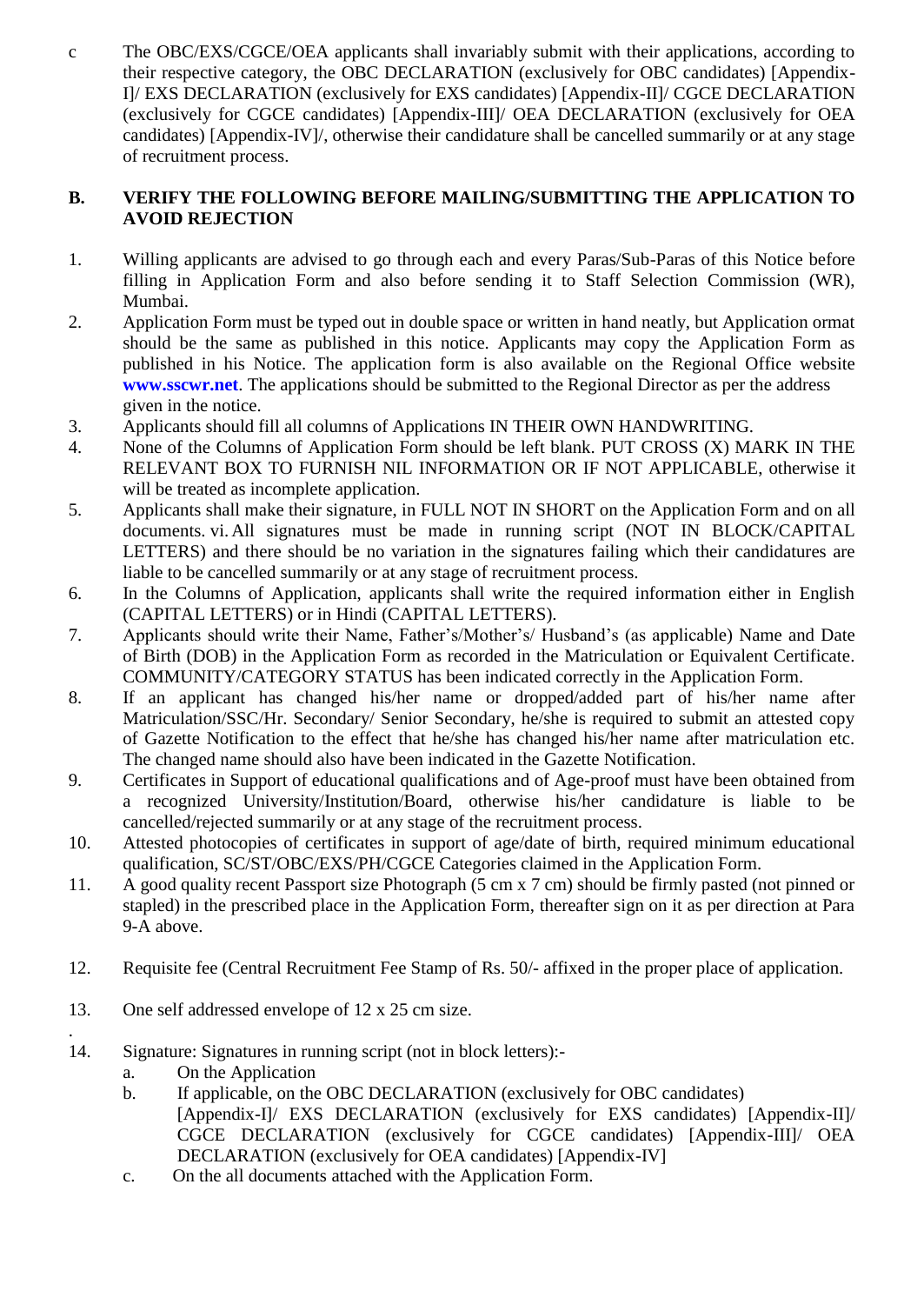c The OBC/EXS/CGCE/OEA applicants shall invariably submit with their applications, according to their respective category, the OBC DECLARATION (exclusively for OBC candidates) [Appendix-I]/ EXS DECLARATION (exclusively for EXS candidates) [Appendix-II]/ CGCE DECLARATION (exclusively for CGCE candidates) [Appendix-III]/ OEA DECLARATION (exclusively for OEA candidates) [Appendix-IV]/, otherwise their candidature shall be cancelled summarily or at any stage of recruitment process.

**B. VERIFY THE FOLLOWING BEFORE MAILING/SUBMITTING THE APPLICATION TO AVOID REJECTION**

1. Willing applicants are advised to go through each and every Paras/Sub-Paras of this Notice before filling in Application Form and also before sending it to Staff Selection Commission (WR), Mumbai.
2. Application Form must be typed out in double space or written in hand neatly, but Application ormat should be the same as published in this notice. Applicants may copy the Application Form as published in his Notice. The application form is also available on the Regional Office website **www.sscwr.net**. The applications should be submitted to the Regional Director as per the address given in the notice.
3. Applicants should fill all columns of Applications IN THEIR OWN HANDWRITING.
4. None of the Columns of Application Form should be left blank. PUT CROSS (X) MARK IN THE RELEVANT BOX TO FURNISH NIL INFORMATION OR IF NOT APPLICABLE, otherwise it will be treated as incomplete application.
5. Applicants shall make their signature, in FULL NOT IN SHORT on the Application Form and on all documents. vi. All signatures must be made in running script (NOT IN BLOCK/CAPITAL LETTERS) and there should be no variation in the signatures failing which their candidatures are liable to be cancelled summarily or at any stage of recruitment process.
6. In the Columns of Application, applicants shall write the required information either in English (CAPITAL LETTERS) or in Hindi (CAPITAL LETTERS).
7. Applicants should write their Name, Father's/Mother's/ Husband's (as applicable) Name and Date of Birth (DOB) in the Application Form as recorded in the Matriculation or Equivalent Certificate. COMMUNITY/CATEGORY STATUS has been indicated correctly in the Application Form.
8. If an applicant has changed his/her name or dropped/added part of his/her name after Matriculation/SSC/Hr. Secondary/ Senior Secondary, he/she is required to submit an attested copy of Gazette Notification to the effect that he/she has changed his/her name after matriculation etc. The changed name should also have been indicated in the Gazette Notification.
9. Certificates in Support of educational qualifications and of Age-proof must have been obtained from a recognized University/Institution/Board, otherwise his/her candidature is liable to be cancelled/rejected summarily or at any stage of the recruitment process.
10. Attested photocopies of certificates in support of age/date of birth, required minimum educational qualification, SC/ST/OBC/EXS/PH/CGCE Categories claimed in the Application Form.
11. A good quality recent Passport size Photograph (5 cm x 7 cm) should be firmly pasted (not pinned or stapled) in the prescribed place in the Application Form, thereafter sign on it as per direction at Para 9-A above.
12. Requisite fee (Central Recruitment Fee Stamp of Rs. 50/- affixed in the proper place of application.
13. One self addressed envelope of 12 x 25 cm size.
14. Signature: Signatures in running script (not in block letters):-
    a. On the Application
    b. If applicable, on the OBC DECLARATION (exclusively for OBC candidates) [Appendix-I]/ EXS DECLARATION (exclusively for EXS candidates) [Appendix-II]/ CGCE DECLARATION (exclusively for CGCE candidates) [Appendix-III]/ OEA DECLARATION (exclusively for OEA candidates) [Appendix-IV]
    c. On the all documents attached with the Application Form.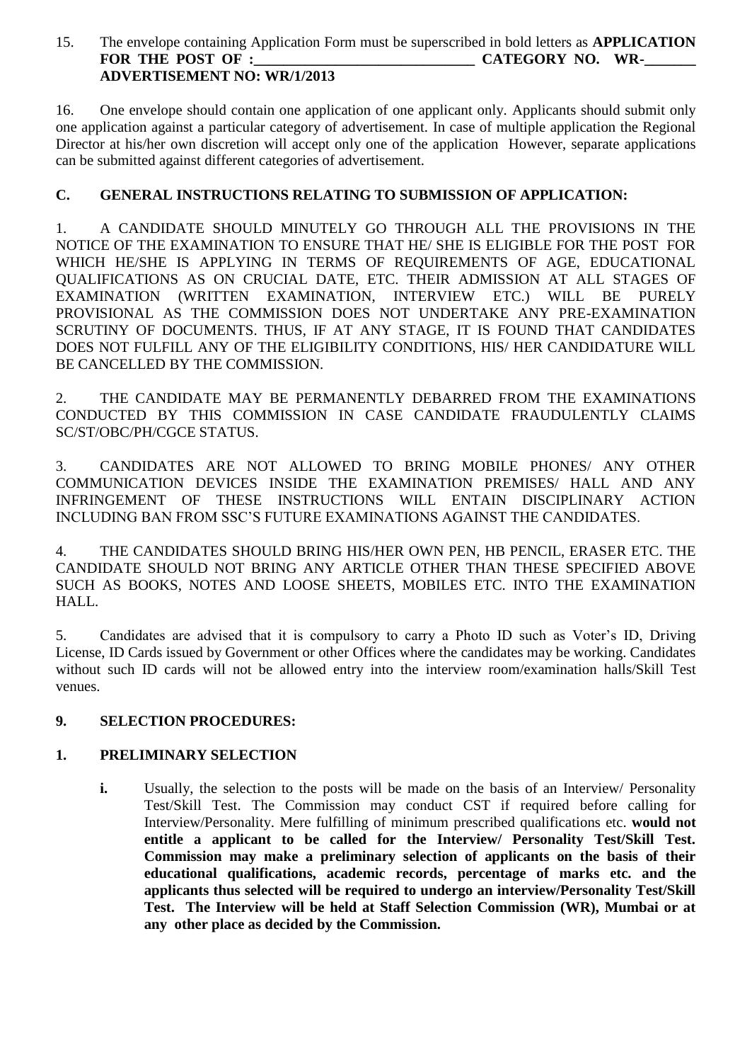15. The envelope containing Application Form must be superscribed in bold letters as **APPLICATION FOR THE POST OF :______________________________ CATEGORY NO. WR-_______ ADVERTISEMENT NO: WR/1/2013**

16. One envelope should contain one application of one applicant only. Applicants should submit only one application against a particular category of advertisement. In case of multiple application the Regional Director at his/her own discretion will accept only one of the application However, separate applications can be submitted against different categories of advertisement.

## C. GENERAL INSTRUCTIONS RELATING TO SUBMISSION OF APPLICATION:

1. A CANDIDATE SHOULD MINUTELY GO THROUGH ALL THE PROVISIONS IN THE NOTICE OF THE EXAMINATION TO ENSURE THAT HE/ SHE IS ELIGIBLE FOR THE POST FOR WHICH HE/SHE IS APPLYING IN TERMS OF REQUIREMENTS OF AGE, EDUCATIONAL QUALIFICATIONS AS ON CRUCIAL DATE, ETC. THEIR ADMISSION AT ALL STAGES OF EXAMINATION (WRITTEN EXAMINATION, INTERVIEW ETC.) WILL BE PURELY PROVISIONAL AS THE COMMISSION DOES NOT UNDERTAKE ANY PRE-EXAMINATION SCRUTINY OF DOCUMENTS. THUS, IF AT ANY STAGE, IT IS FOUND THAT CANDIDATES DOES NOT FULFILL ANY OF THE ELIGIBILITY CONDITIONS, HIS/ HER CANDIDATURE WILL BE CANCELLED BY THE COMMISSION.

2. THE CANDIDATE MAY BE PERMANENTLY DEBARRED FROM THE EXAMINATIONS CONDUCTED BY THIS COMMISSION IN CASE CANDIDATE FRAUDULENTLY CLAIMS SC/ST/OBC/PH/CGCE STATUS.

3. CANDIDATES ARE NOT ALLOWED TO BRING MOBILE PHONES/ ANY OTHER COMMUNICATION DEVICES INSIDE THE EXAMINATION PREMISES/ HALL AND ANY INFRINGEMENT OF THESE INSTRUCTIONS WILL ENTAIN DISCIPLINARY ACTION INCLUDING BAN FROM SSC'S FUTURE EXAMINATIONS AGAINST THE CANDIDATES.

4. THE CANDIDATES SHOULD BRING HIS/HER OWN PEN, HB PENCIL, ERASER ETC. THE CANDIDATE SHOULD NOT BRING ANY ARTICLE OTHER THAN THESE SPECIFIED ABOVE SUCH AS BOOKS, NOTES AND LOOSE SHEETS, MOBILES ETC. INTO THE EXAMINATION HALL.

5. Candidates are advised that it is compulsory to carry a Photo ID such as Voter's ID, Driving License, ID Cards issued by Government or other Offices where the candidates may be working. Candidates without such ID cards will not be allowed entry into the interview room/examination halls/Skill Test venues.

## 9. SELECTION PROCEDURES:

### 1. PRELIMINARY SELECTION

**i.** Usually, the selection to the posts will be made on the basis of an Interview/ Personality Test/Skill Test. The Commission may conduct CST if required before calling for Interview/Personality. Mere fulfilling of minimum prescribed qualifications etc. **would not entitle a applicant to be called for the Interview/ Personality Test/Skill Test. Commission may make a preliminary selection of applicants on the basis of their educational qualifications, academic records, percentage of marks etc. and the applicants thus selected will be required to undergo an interview/Personality Test/Skill Test. The Interview will be held at Staff Selection Commission (WR), Mumbai or at any other place as decided by the Commission.**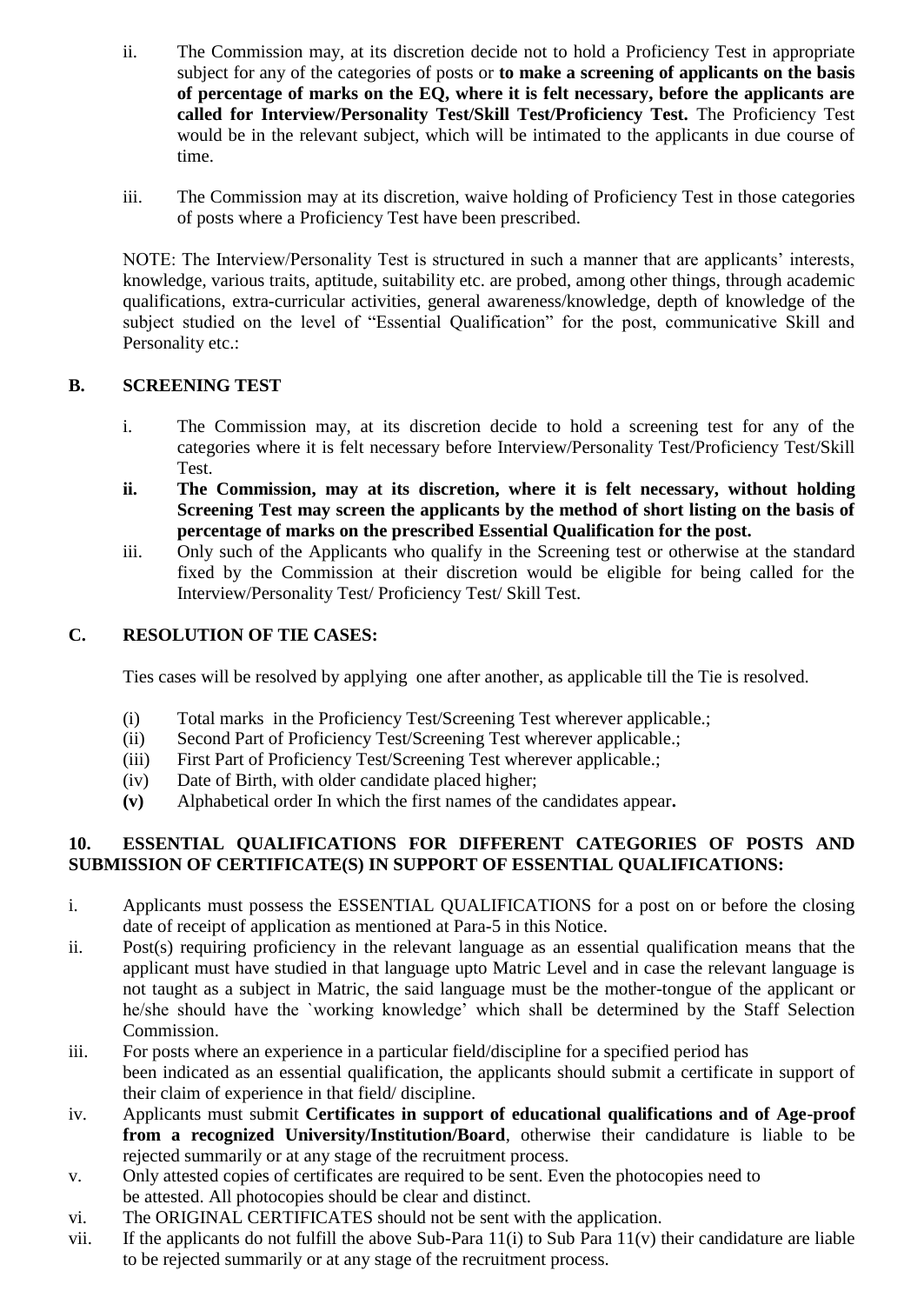ii. The Commission may, at its discretion decide not to hold a Proficiency Test in appropriate subject for any of the categories of posts or **to make a screening of applicants on the basis of percentage of marks on the EQ, where it is felt necessary, before the applicants are called for Interview/Personality Test/Skill Test/Proficiency Test.** The Proficiency Test would be in the relevant subject, which will be intimated to the applicants in due course of time.

iii. The Commission may at its discretion, waive holding of Proficiency Test in those categories of posts where a Proficiency Test have been prescribed.

NOTE: The Interview/Personality Test is structured in such a manner that are applicants' interests, knowledge, various traits, aptitude, suitability etc. are probed, among other things, through academic qualifications, extra-curricular activities, general awareness/knowledge, depth of knowledge of the subject studied on the level of "Essential Qualification" for the post, communicative Skill and Personality etc.:

## B. SCREENING TEST

i. The Commission may, at its discretion decide to hold a screening test for any of the categories where it is felt necessary before Interview/Personality Test/Proficiency Test/Skill Test.

**ii. The Commission, may at its discretion, where it is felt necessary, without holding Screening Test may screen the applicants by the method of short listing on the basis of percentage of marks on the prescribed Essential Qualification for the post.**

iii. Only such of the Applicants who qualify in the Screening test or otherwise at the standard fixed by the Commission at their discretion would be eligible for being called for the Interview/Personality Test/ Proficiency Test/ Skill Test.

## C. RESOLUTION OF TIE CASES:

Ties cases will be resolved by applying one after another, as applicable till the Tie is resolved.

(i) Total marks in the Proficiency Test/Screening Test wherever applicable.;
(ii) Second Part of Proficiency Test/Screening Test wherever applicable.;
(iii) First Part of Proficiency Test/Screening Test wherever applicable.;
(iv) Date of Birth, with older candidate placed higher;
**(v)** Alphabetical order In which the first names of the candidates appear**.**

## 10. ESSENTIAL QUALIFICATIONS FOR DIFFERENT CATEGORIES OF POSTS AND SUBMISSION OF CERTIFICATE(S) IN SUPPORT OF ESSENTIAL QUALIFICATIONS:

i. Applicants must possess the ESSENTIAL QUALIFICATIONS for a post on or before the closing date of receipt of application as mentioned at Para-5 in this Notice.

ii. Post(s) requiring proficiency in the relevant language as an essential qualification means that the applicant must have studied in that language upto Matric Level and in case the relevant language is not taught as a subject in Matric, the said language must be the mother-tongue of the applicant or he/she should have the `working knowledge' which shall be determined by the Staff Selection Commission.

iii. For posts where an experience in a particular field/discipline for a specified period has been indicated as an essential qualification, the applicants should submit a certificate in support of their claim of experience in that field/ discipline.

iv. Applicants must submit **Certificates in support of educational qualifications and of Age-proof from a recognized University/Institution/Board**, otherwise their candidature is liable to be rejected summarily or at any stage of the recruitment process.

v. Only attested copies of certificates are required to be sent. Even the photocopies need to be attested. All photocopies should be clear and distinct.

vi. The ORIGINAL CERTIFICATES should not be sent with the application.

vii. If the applicants do not fulfill the above Sub-Para 11(i) to Sub Para 11(v) their candidature are liable to be rejected summarily or at any stage of the recruitment process.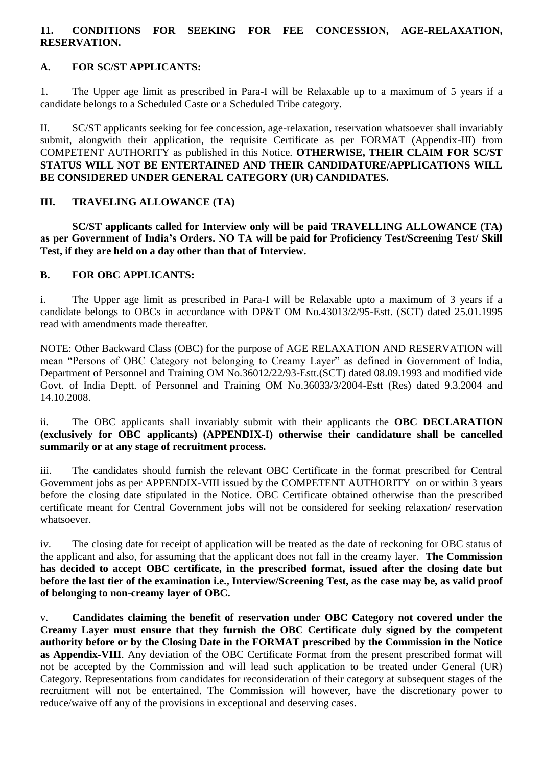## 11. CONDITIONS FOR SEEKING FOR FEE CONCESSION, AGE-RELAXATION, RESERVATION.

### A. FOR SC/ST APPLICANTS:

1. The Upper age limit as prescribed in Para-I will be Relaxable up to a maximum of 5 years if a candidate belongs to a Scheduled Caste or a Scheduled Tribe category.

II. SC/ST applicants seeking for fee concession, age-relaxation, reservation whatsoever shall invariably submit, alongwith their application, the requisite Certificate as per FORMAT (Appendix-III) from COMPETENT AUTHORITY as published in this Notice. **OTHERWISE, THEIR CLAIM FOR SC/ST STATUS WILL NOT BE ENTERTAINED AND THEIR CANDIDATURE/APPLICATIONS WILL BE CONSIDERED UNDER GENERAL CATEGORY (UR) CANDIDATES.**

**III. TRAVELING ALLOWANCE (TA)**

**SC/ST applicants called for Interview only will be paid TRAVELLING ALLOWANCE (TA) as per Government of India's Orders. NO TA will be paid for Proficiency Test/Screening Test/ Skill Test, if they are held on a day other than that of Interview.**

### B. FOR OBC APPLICANTS:

i. The Upper age limit as prescribed in Para-I will be Relaxable upto a maximum of 3 years if a candidate belongs to OBCs in accordance with DP&T OM No.43013/2/95-Estt. (SCT) dated 25.01.1995 read with amendments made thereafter.

NOTE: Other Backward Class (OBC) for the purpose of AGE RELAXATION AND RESERVATION will mean "Persons of OBC Category not belonging to Creamy Layer" as defined in Government of India, Department of Personnel and Training OM No.36012/22/93-Estt.(SCT) dated 08.09.1993 and modified vide Govt. of India Deptt. of Personnel and Training OM No.36033/3/2004-Estt (Res) dated 9.3.2004 and 14.10.2008.

ii. The OBC applicants shall invariably submit with their applicants the **OBC DECLARATION (exclusively for OBC applicants) (APPENDIX-I) otherwise their candidature shall be cancelled summarily or at any stage of recruitment process.**

iii. The candidates should furnish the relevant OBC Certificate in the format prescribed for Central Government jobs as per APPENDIX-VIII issued by the COMPETENT AUTHORITY on or within 3 years before the closing date stipulated in the Notice. OBC Certificate obtained otherwise than the prescribed certificate meant for Central Government jobs will not be considered for seeking relaxation/ reservation whatsoever.

iv. The closing date for receipt of application will be treated as the date of reckoning for OBC status of the applicant and also, for assuming that the applicant does not fall in the creamy layer. **The Commission has decided to accept OBC certificate, in the prescribed format, issued after the closing date but before the last tier of the examination i.e., Interview/Screening Test, as the case may be, as valid proof of belonging to non-creamy layer of OBC.**

v. **Candidates claiming the benefit of reservation under OBC Category not covered under the Creamy Layer must ensure that they furnish the OBC Certificate duly signed by the competent authority before or by the Closing Date in the FORMAT prescribed by the Commission in the Notice as Appendix-VIII**. Any deviation of the OBC Certificate Format from the present prescribed format will not be accepted by the Commission and will lead such application to be treated under General (UR) Category. Representations from candidates for reconsideration of their category at subsequent stages of the recruitment will not be entertained. The Commission will however, have the discretionary power to reduce/waive off any of the provisions in exceptional and deserving cases.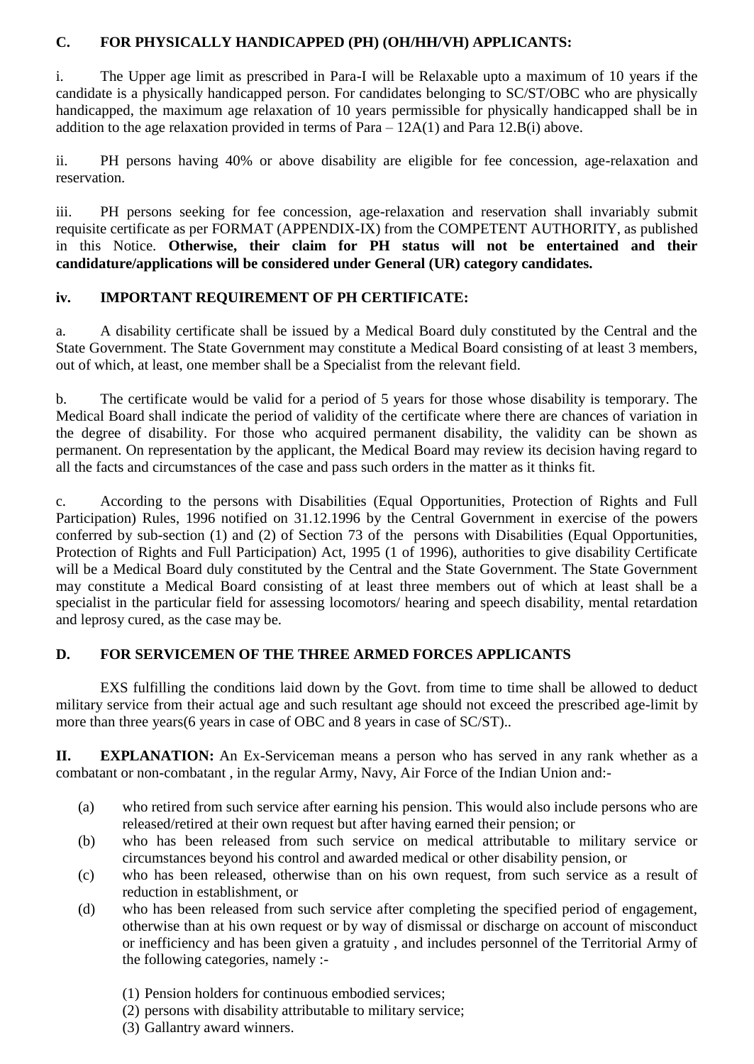## C. FOR PHYSICALLY HANDICAPPED (PH) (OH/HH/VH) APPLICANTS:

i. The Upper age limit as prescribed in Para-I will be Relaxable upto a maximum of 10 years if the candidate is a physically handicapped person. For candidates belonging to SC/ST/OBC who are physically handicapped, the maximum age relaxation of 10 years permissible for physically handicapped shall be in addition to the age relaxation provided in terms of Para – 12A(1) and Para 12.B(i) above.

ii. PH persons having 40% or above disability are eligible for fee concession, age-relaxation and reservation.

iii. PH persons seeking for fee concession, age-relaxation and reservation shall invariably submit requisite certificate as per FORMAT (APPENDIX-IX) from the COMPETENT AUTHORITY, as published in this Notice. **Otherwise, their claim for PH status will not be entertained and their candidature/applications will be considered under General (UR) category candidates.**

### iv. IMPORTANT REQUIREMENT OF PH CERTIFICATE:

a. A disability certificate shall be issued by a Medical Board duly constituted by the Central and the State Government. The State Government may constitute a Medical Board consisting of at least 3 members, out of which, at least, one member shall be a Specialist from the relevant field.

b. The certificate would be valid for a period of 5 years for those whose disability is temporary. The Medical Board shall indicate the period of validity of the certificate where there are chances of variation in the degree of disability. For those who acquired permanent disability, the validity can be shown as permanent. On representation by the applicant, the Medical Board may review its decision having regard to all the facts and circumstances of the case and pass such orders in the matter as it thinks fit.

c. According to the persons with Disabilities (Equal Opportunities, Protection of Rights and Full Participation) Rules, 1996 notified on 31.12.1996 by the Central Government in exercise of the powers conferred by sub-section (1) and (2) of Section 73 of the persons with Disabilities (Equal Opportunities, Protection of Rights and Full Participation) Act, 1995 (1 of 1996), authorities to give disability Certificate will be a Medical Board duly constituted by the Central and the State Government. The State Government may constitute a Medical Board consisting of at least three members out of which at least shall be a specialist in the particular field for assessing locomotors/ hearing and speech disability, mental retardation and leprosy cured, as the case may be.

## D. FOR SERVICEMEN OF THE THREE ARMED FORCES APPLICANTS

EXS fulfilling the conditions laid down by the Govt. from time to time shall be allowed to deduct military service from their actual age and such resultant age should not exceed the prescribed age-limit by more than three years(6 years in case of OBC and 8 years in case of SC/ST)..

**II. EXPLANATION:** An Ex-Serviceman means a person who has served in any rank whether as a combatant or non-combatant , in the regular Army, Navy, Air Force of the Indian Union and:-

(a) who retired from such service after earning his pension. This would also include persons who are released/retired at their own request but after having earned their pension; or

(b) who has been released from such service on medical attributable to military service or circumstances beyond his control and awarded medical or other disability pension, or

(c) who has been released, otherwise than on his own request, from such service as a result of reduction in establishment, or

(d) who has been released from such service after completing the specified period of engagement, otherwise than at his own request or by way of dismissal or discharge on account of misconduct or inefficiency and has been given a gratuity , and includes personnel of the Territorial Army of the following categories, namely :-

(1) Pension holders for continuous embodied services;
(2) persons with disability attributable to military service;
(3) Gallantry award winners.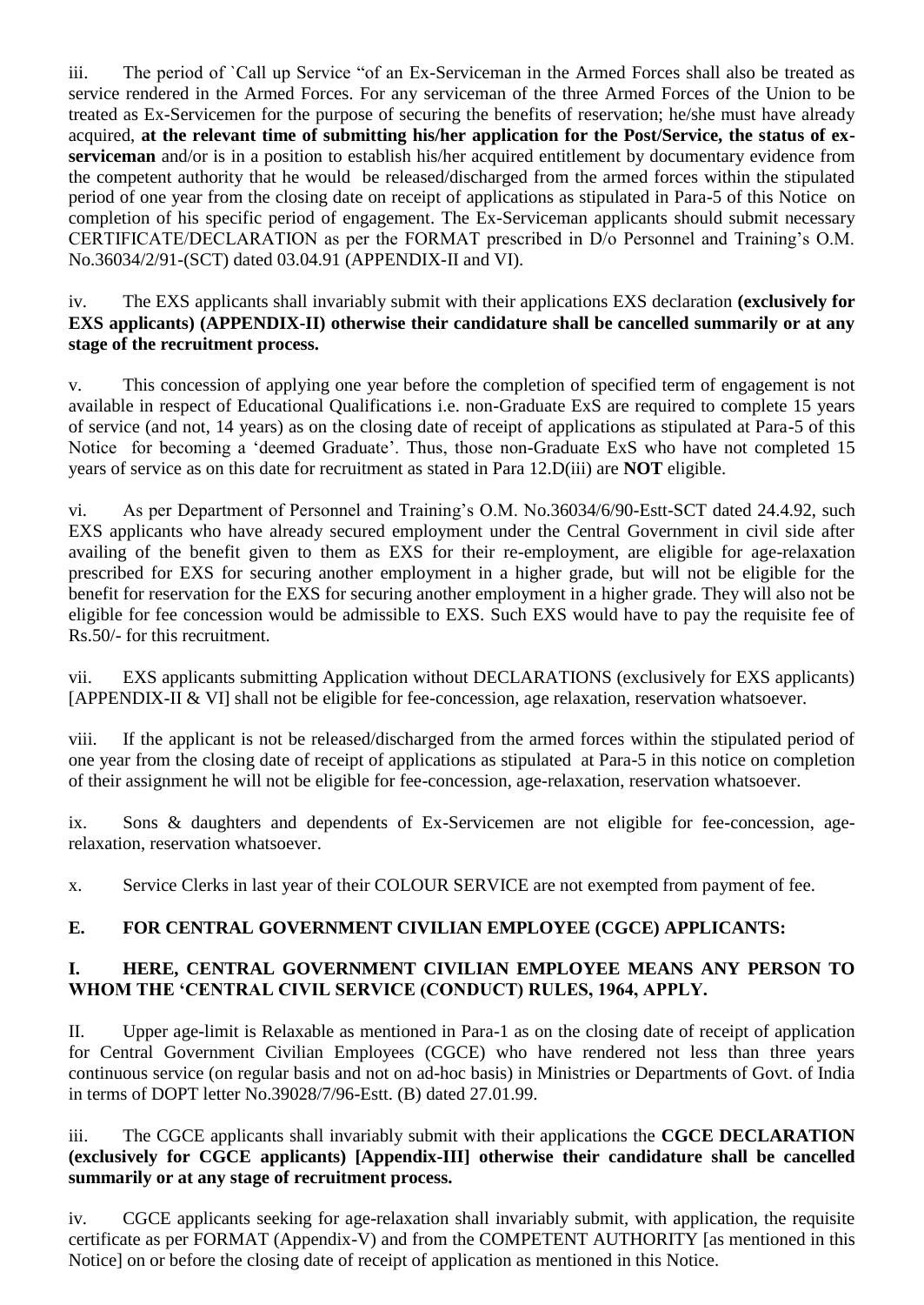iii. The period of `Call up Service "of an Ex-Serviceman in the Armed Forces shall also be treated as service rendered in the Armed Forces. For any serviceman of the three Armed Forces of the Union to be treated as Ex-Servicemen for the purpose of securing the benefits of reservation; he/she must have already acquired, **at the relevant time of submitting his/her application for the Post/Service, the status of ex-serviceman** and/or is in a position to establish his/her acquired entitlement by documentary evidence from the competent authority that he would be released/discharged from the armed forces within the stipulated period of one year from the closing date on receipt of applications as stipulated in Para-5 of this Notice on completion of his specific period of engagement. The Ex-Serviceman applicants should submit necessary CERTIFICATE/DECLARATION as per the FORMAT prescribed in D/o Personnel and Training's O.M. No.36034/2/91-(SCT) dated 03.04.91 (APPENDIX-II and VI).

iv. The EXS applicants shall invariably submit with their applications EXS declaration **(exclusively for EXS applicants) (APPENDIX-II) otherwise their candidature shall be cancelled summarily or at any stage of the recruitment process.**

v. This concession of applying one year before the completion of specified term of engagement is not available in respect of Educational Qualifications i.e. non-Graduate ExS are required to complete 15 years of service (and not, 14 years) as on the closing date of receipt of applications as stipulated at Para-5 of this Notice for becoming a 'deemed Graduate'. Thus, those non-Graduate ExS who have not completed 15 years of service as on this date for recruitment as stated in Para 12.D(iii) are **NOT** eligible.

vi. As per Department of Personnel and Training's O.M. No.36034/6/90-Estt-SCT dated 24.4.92, such EXS applicants who have already secured employment under the Central Government in civil side after availing of the benefit given to them as EXS for their re-employment, are eligible for age-relaxation prescribed for EXS for securing another employment in a higher grade, but will not be eligible for the benefit for reservation for the EXS for securing another employment in a higher grade. They will also not be eligible for fee concession would be admissible to EXS. Such EXS would have to pay the requisite fee of Rs.50/- for this recruitment.

vii. EXS applicants submitting Application without DECLARATIONS (exclusively for EXS applicants) [APPENDIX-II & VI] shall not be eligible for fee-concession, age relaxation, reservation whatsoever.

viii. If the applicant is not be released/discharged from the armed forces within the stipulated period of one year from the closing date of receipt of applications as stipulated at Para-5 in this notice on completion of their assignment he will not be eligible for fee-concession, age-relaxation, reservation whatsoever.

ix. Sons & daughters and dependents of Ex-Servicemen are not eligible for fee-concession, age-relaxation, reservation whatsoever.

x. Service Clerks in last year of their COLOUR SERVICE are not exempted from payment of fee.

**E. FOR CENTRAL GOVERNMENT CIVILIAN EMPLOYEE (CGCE) APPLICANTS:**

**I. HERE, CENTRAL GOVERNMENT CIVILIAN EMPLOYEE MEANS ANY PERSON TO WHOM THE 'CENTRAL CIVIL SERVICE (CONDUCT) RULES, 1964, APPLY.**

II. Upper age-limit is Relaxable as mentioned in Para-1 as on the closing date of receipt of application for Central Government Civilian Employees (CGCE) who have rendered not less than three years continuous service (on regular basis and not on ad-hoc basis) in Ministries or Departments of Govt. of India in terms of DOPT letter No.39028/7/96-Estt. (B) dated 27.01.99.

iii. The CGCE applicants shall invariably submit with their applications the **CGCE DECLARATION (exclusively for CGCE applicants) [Appendix-III] otherwise their candidature shall be cancelled summarily or at any stage of recruitment process.**

iv. CGCE applicants seeking for age-relaxation shall invariably submit, with application, the requisite certificate as per FORMAT (Appendix-V) and from the COMPETENT AUTHORITY [as mentioned in this Notice] on or before the closing date of receipt of application as mentioned in this Notice.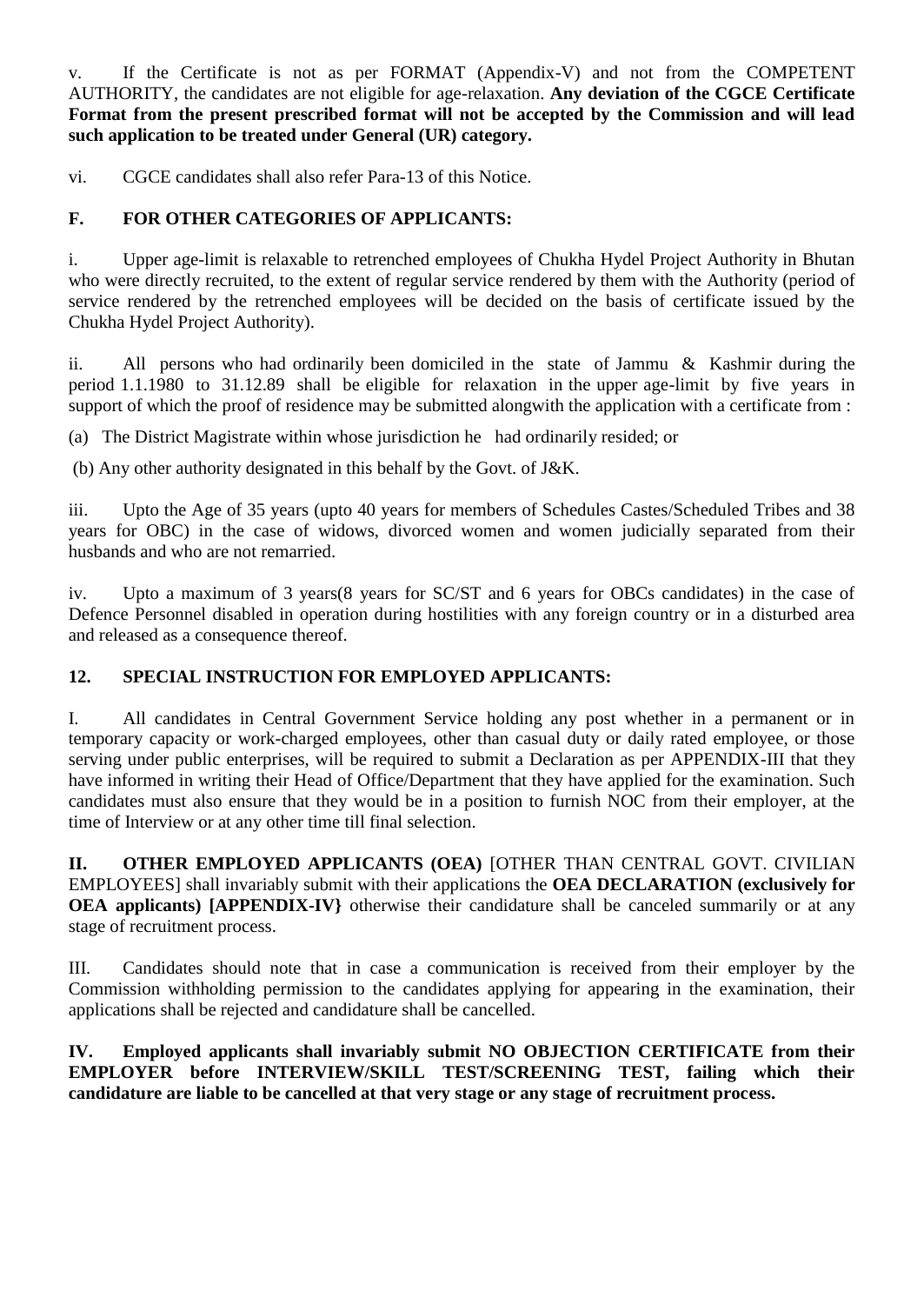v. If the Certificate is not as per FORMAT (Appendix-V) and not from the COMPETENT AUTHORITY, the candidates are not eligible for age-relaxation. **Any deviation of the CGCE Certificate Format from the present prescribed format will not be accepted by the Commission and will lead such application to be treated under General (UR) category.**

vi. CGCE candidates shall also refer Para-13 of this Notice.

### F. FOR OTHER CATEGORIES OF APPLICANTS:

i. Upper age-limit is relaxable to retrenched employees of Chukha Hydel Project Authority in Bhutan who were directly recruited, to the extent of regular service rendered by them with the Authority (period of service rendered by the retrenched employees will be decided on the basis of certificate issued by the Chukha Hydel Project Authority).

ii. All persons who had ordinarily been domiciled in the state of Jammu & Kashmir during the period 1.1.1980 to 31.12.89 shall be eligible for relaxation in the upper age-limit by five years in support of which the proof of residence may be submitted alongwith the application with a certificate from :

(a) The District Magistrate within whose jurisdiction he had ordinarily resided; or

(b) Any other authority designated in this behalf by the Govt. of J&K.

iii. Upto the Age of 35 years (upto 40 years for members of Schedules Castes/Scheduled Tribes and 38 years for OBC) in the case of widows, divorced women and women judicially separated from their husbands and who are not remarried.

iv. Upto a maximum of 3 years(8 years for SC/ST and 6 years for OBCs candidates) in the case of Defence Personnel disabled in operation during hostilities with any foreign country or in a disturbed area and released as a consequence thereof.

## 12. SPECIAL INSTRUCTION FOR EMPLOYED APPLICANTS:

I. All candidates in Central Government Service holding any post whether in a permanent or in temporary capacity or work-charged employees, other than casual duty or daily rated employee, or those serving under public enterprises, will be required to submit a Declaration as per APPENDIX-III that they have informed in writing their Head of Office/Department that they have applied for the examination. Such candidates must also ensure that they would be in a position to furnish NOC from their employer, at the time of Interview or at any other time till final selection.

**II. OTHER EMPLOYED APPLICANTS (OEA)** [OTHER THAN CENTRAL GOVT. CIVILIAN EMPLOYEES] shall invariably submit with their applications the **OEA DECLARATION (exclusively for OEA applicants) [APPENDIX-IV}** otherwise their candidature shall be canceled summarily or at any stage of recruitment process.

III. Candidates should note that in case a communication is received from their employer by the Commission withholding permission to the candidates applying for appearing in the examination, their applications shall be rejected and candidature shall be cancelled.

**IV. Employed applicants shall invariably submit NO OBJECTION CERTIFICATE from their EMPLOYER before INTERVIEW/SKILL TEST/SCREENING TEST, failing which their candidature are liable to be cancelled at that very stage or any stage of recruitment process.**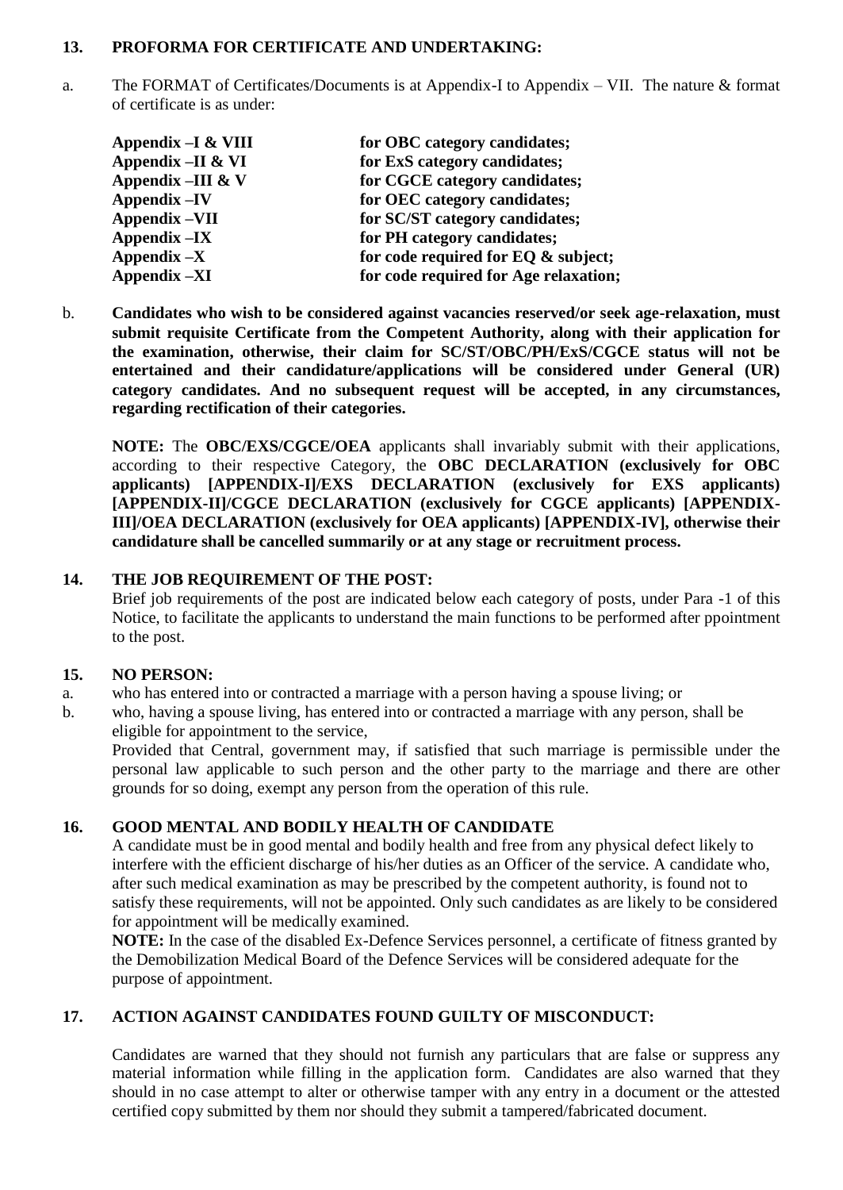## 13. PROFORMA FOR CERTIFICATE AND UNDERTAKING:

a. The FORMAT of Certificates/Documents is at Appendix-I to Appendix – VII. The nature & format of certificate is as under:

| | |
|---|---|
| **Appendix –I & VIII** | **for OBC category candidates;** |
| **Appendix –II & VI** | **for ExS category candidates;** |
| **Appendix –III & V** | **for CGCE category candidates;** |
| **Appendix –IV** | **for OEC category candidates;** |
| **Appendix –VII** | **for SC/ST category candidates;** |
| **Appendix –IX** | **for PH category candidates;** |
| **Appendix –X** | **for code required for EQ & subject;** |
| **Appendix –XI** | **for code required for Age relaxation;** |

b. **Candidates who wish to be considered against vacancies reserved/or seek age-relaxation, must submit requisite Certificate from the Competent Authority, along with their application for the examination, otherwise, their claim for SC/ST/OBC/PH/ExS/CGCE status will not be entertained and their candidature/applications will be considered under General (UR) category candidates. And no subsequent request will be accepted, in any circumstances, regarding rectification of their categories.**

**NOTE:** The **OBC/EXS/CGCE/OEA** applicants shall invariably submit with their applications, according to their respective Category, the **OBC DECLARATION (exclusively for OBC applicants) [APPENDIX-I]/EXS DECLARATION (exclusively for EXS applicants) [APPENDIX-II]/CGCE DECLARATION (exclusively for CGCE applicants) [APPENDIX-III]/OEA DECLARATION (exclusively for OEA applicants) [APPENDIX-IV], otherwise their candidature shall be cancelled summarily or at any stage or recruitment process.**

## 14. THE JOB REQUIREMENT OF THE POST:

Brief job requirements of the post are indicated below each category of posts, under Para -1 of this Notice, to facilitate the applicants to understand the main functions to be performed after ppointment to the post.

## 15. NO PERSON:

a. who has entered into or contracted a marriage with a person having a spouse living; or

b. who, having a spouse living, has entered into or contracted a marriage with any person, shall be eligible for appointment to the service,

Provided that Central, government may, if satisfied that such marriage is permissible under the personal law applicable to such person and the other party to the marriage and there are other grounds for so doing, exempt any person from the operation of this rule.

## 16. GOOD MENTAL AND BODILY HEALTH OF CANDIDATE

A candidate must be in good mental and bodily health and free from any physical defect likely to interfere with the efficient discharge of his/her duties as an Officer of the service. A candidate who, after such medical examination as may be prescribed by the competent authority, is found not to satisfy these requirements, will not be appointed. Only such candidates as are likely to be considered for appointment will be medically examined.

**NOTE:** In the case of the disabled Ex-Defence Services personnel, a certificate of fitness granted by the Demobilization Medical Board of the Defence Services will be considered adequate for the purpose of appointment.

## 17. ACTION AGAINST CANDIDATES FOUND GUILTY OF MISCONDUCT:

Candidates are warned that they should not furnish any particulars that are false or suppress any material information while filling in the application form. Candidates are also warned that they should in no case attempt to alter or otherwise tamper with any entry in a document or the attested certified copy submitted by them nor should they submit a tampered/fabricated document.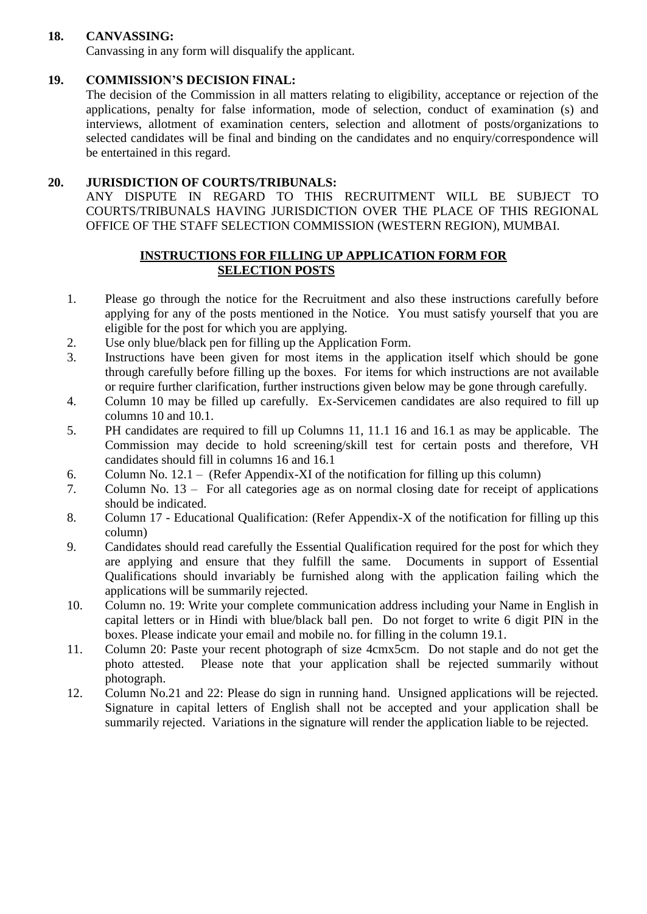**18. CANVASSING:**

Canvassing in any form will disqualify the applicant.

**19. COMMISSION'S DECISION FINAL:**

The decision of the Commission in all matters relating to eligibility, acceptance or rejection of the applications, penalty for false information, mode of selection, conduct of examination (s) and interviews, allotment of examination centers, selection and allotment of posts/organizations to selected candidates will be final and binding on the candidates and no enquiry/correspondence will be entertained in this regard.

**20. JURISDICTION OF COURTS/TRIBUNALS:**

ANY DISPUTE IN REGARD TO THIS RECRUITMENT WILL BE SUBJECT TO COURTS/TRIBUNALS HAVING JURISDICTION OVER THE PLACE OF THIS REGIONAL OFFICE OF THE STAFF SELECTION COMMISSION (WESTERN REGION), MUMBAI.

## INSTRUCTIONS FOR FILLING UP APPLICATION FORM FOR SELECTION POSTS

1. Please go through the notice for the Recruitment and also these instructions carefully before applying for any of the posts mentioned in the Notice. You must satisfy yourself that you are eligible for the post for which you are applying.
2. Use only blue/black pen for filling up the Application Form.
3. Instructions have been given for most items in the application itself which should be gone through carefully before filling up the boxes. For items for which instructions are not available or require further clarification, further instructions given below may be gone through carefully.
4. Column 10 may be filled up carefully. Ex-Servicemen candidates are also required to fill up columns 10 and 10.1.
5. PH candidates are required to fill up Columns 11, 11.1 16 and 16.1 as may be applicable. The Commission may decide to hold screening/skill test for certain posts and therefore, VH candidates should fill in columns 16 and 16.1
6. Column No. 12.1 – (Refer Appendix-XI of the notification for filling up this column)
7. Column No. 13 – For all categories age as on normal closing date for receipt of applications should be indicated.
8. Column 17 - Educational Qualification: (Refer Appendix-X of the notification for filling up this column)
9. Candidates should read carefully the Essential Qualification required for the post for which they are applying and ensure that they fulfill the same. Documents in support of Essential Qualifications should invariably be furnished along with the application failing which the applications will be summarily rejected.
10. Column no. 19: Write your complete communication address including your Name in English in capital letters or in Hindi with blue/black ball pen. Do not forget to write 6 digit PIN in the boxes. Please indicate your email and mobile no. for filling in the column 19.1.
11. Column 20: Paste your recent photograph of size 4cmx5cm. Do not staple and do not get the photo attested. Please note that your application shall be rejected summarily without photograph.
12. Column No.21 and 22: Please do sign in running hand. Unsigned applications will be rejected. Signature in capital letters of English shall not be accepted and your application shall be summarily rejected. Variations in the signature will render the application liable to be rejected.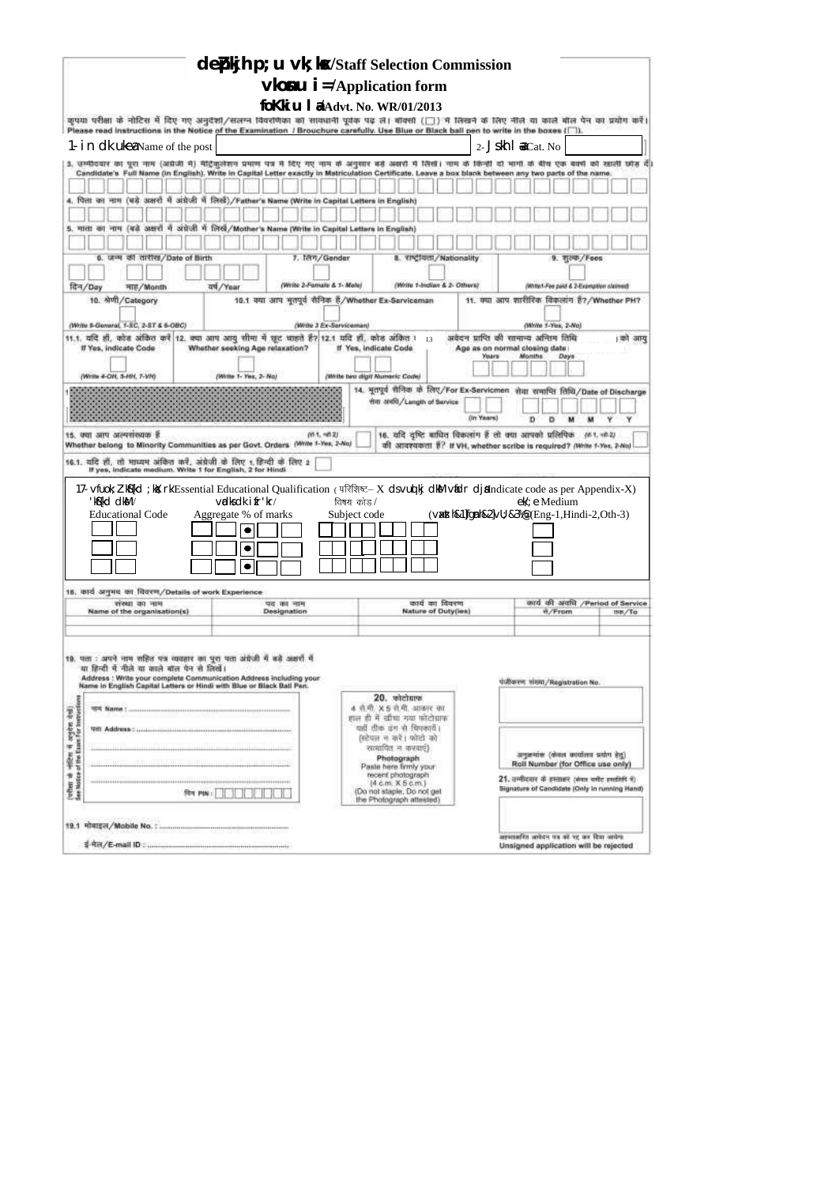# deZpkjh p;u vk;ksx/Staff Selection Commission

## vkosnu i=/Application form

**foKkiu la/Advt. No. WR/01/2013**

कृपया परीक्षा के नोटिस में दिए गए अनुदेशों/सलग्न विवरणिका को सावधानी पूर्वक पढ़ लें। बाक्सों (☐) में लिखने के लिए नीले या काले बॉल पेन का प्रयोग करें।
Please read instructions in the Notice of the Examination / Brouchure carefully. Use Blue or Black ball pen to write in the boxes (☐).

1- in dk uke/Name of the post ________ 2- Js.kh la/Cat. No ________

3. उम्मीदवार का पूरा नाम (अंग्रेजी में) मैट्रिकुलेशन प्रमाण पत्र में दिए गए नाम के अनुसार बड़े अक्षरों में लिखें। नाम के किन्हीं दो भागों के बीच एक बक्सा को खाली छोड़ दें।
Candidate's Full Name (in English). Write in Capital Letter exactly in Matriculation Certificate. Leave a box blank between any two parts of the name.

☐☐☐☐☐☐☐☐☐☐☐☐☐☐☐☐☐☐☐☐☐☐☐☐☐☐☐☐☐☐

4. पिता का नाम (बड़े अक्षरों में अंग्रेजी में लिखें)/Father's Name (Write in Capital Letters in English)

☐☐☐☐☐☐☐☐☐☐☐☐☐☐☐☐☐☐☐☐☐☐☐☐☐☐☐☐☐☐

5. माता का नाम (बड़े अक्षरों में अंग्रेजी में लिखें)/Mother's Name (Write in Capital Letters in English)

☐☐☐☐☐☐☐☐☐☐☐☐☐☐☐☐☐☐☐☐☐☐☐☐☐☐☐☐☐☐

| 6. जन्म की तारीख/Date of Birth | 7. लिंग/Gender | 8. राष्ट्रीयता/Nationality | 9. शुल्क/Fees |
|---|---|---|---|
| ☐☐ ☐☐ ☐☐☐☐ | ☐ | ☐ | ☐ |
| दिन/Day  माह/Month  वर्ष/Year | (Write 2-Female & 1- Male) | (Write 1-Indian & 2- Others) | (Write1-Fee paid & 2-Exemption claimed) |

| 10. श्रेणी/Category | 10.1 क्या आप भूतपूर्व सैनिक हैं/Whether Ex-Serviceman | 11. क्या आप शारीरिक विकलांग हैं?/Whether PH? |
|---|---|---|
| ☐ | ☐ | ☐ |
| (Write 9-General, 1-SC, 2-ST & 6-OBC) | (Write 3 Ex-Serviceman) | (Write 1-Yes, 2-No) |

| 11.1. यदि हाँ, कोड अंकित करें If Yes, indicate Code | 12. क्या आप आयु सीमा में छूट चाहते हैं? Whether seeking Age relaxation? | 12.1 यदि हाँ, कोड अंकित करें If Yes, indicate Code | 13 आवेदन प्राप्ति की सामान्य अंतिम तिथि को आयु Age as on normal closing date |
|---|---|---|---|
| ☐ | ☐ | ☐☐ | ☐☐ ☐☐ ☐☐ |
| (Write 4-OH, 5-HH, 7-VH) | (Write 1- Yes, 2- No) | (Write two digit Numeric Code) | Years  Months  Days |

14. भूतपूर्व सैनिक के लिए/For Ex-Servicemen
सेवा अवधि/Length of Service ☐☐ (In Years)
सेवा समाप्ति तिथि/Date of Discharge ☐☐ ☐☐ ☐☐ (D D M M Y Y)

15. क्या आप अल्पसंख्यक हैं (हाँ-1, नहीं-2)
Whether belong to Minority Communities as per Govt. Orders (Write 1-Yes, 2-No) ☐

16. यदि दृष्टि बाधित विकलांग हैं तो क्या आपको प्रतिलिपिक (हाँ-1, नहीं-2) की आवश्यकता है? If VH, whether scribe is required? (Write 1-Yes, 2-No) ☐

16.1. यदि हाँ, तो माध्यम अंकित करें, अंग्रेजी के लिए 1, हिन्दी के लिए 2 ☐
If yes, indicate medium. Write 1 for English, 2 for Hindi

17- vfuok;Z 'kS{kf.kd ;ksX;rk/Essential Educational Qualification ( ifjf'k"V– X ds vuqlkj dksM vafdr djsa/indicate code as per Appendix-X)

| 'kS{kf.kd dksM/ Educational Code | vadksa dk izfr'kr/ Aggregate % of marks | विषय कोड/ Subject code | ek/;e Medium (vaxzsth&1]fgUnh&2]vU;&3)/(Eng-1,Hindi-2,Oth-3) |
|---|---|---|---|
| ☐☐ | ☐☐•☐☐ | ☐☐ ☐☐ ☐☐ | ☐ |
| ☐☐ | ☐☐•☐☐ | ☐☐ ☐☐ ☐☐ | ☐ |
| ☐☐ | ☐☐•☐☐ | ☐☐ ☐☐ ☐☐ | ☐ |

18. कार्य अनुभव का विवरण/Details of work Experience

| संस्था का नाम Name of the organisation(s) | पद का नाम Designation | कार्य का विवरण Nature of Duty(ies) | कार्य की अवधि /Period of Service से/From | तक/To |
|---|---|---|---|---|
| | | | | |
| | | | | |

19. पता : अपने नाम सहित पत्र व्यवहार का पूरा पता अंग्रेजी में बड़े अक्षरों में या हिन्दी में नीले या काले बॉल पेन से लिखें।
Address : Write your complete Communication Address including your Name in English Capital Letters or Hindi with Blue or Black Ball Pen.

(परीक्षा के नोटिस के अनुदेश देखें) See Notice of the Exam For Instructions

नाम Name : ........................................

पता Address : ........................................

........................................

........................................

........................................

पिन PIN : ☐☐☐☐☐☐

20. फोटोग्राफ
4 से.मी. X 5 से.मी. आकार का हाल ही में खींचा गया फोटोग्राफ यहाँ ठीक ढंग से चिपकाएँ। (स्टेपल न करें। फोटो को सत्यापित न करवाएं)
Photograph
Paste here firmly your recent photograph (4 c.m. X 5 c.m.)
(Do not staple, Do not get the Photograph attested)

पंजीकरण संख्या/Registration No.

अनुक्रमांक (केवल कार्यालय प्रयोग हेतु)
Roll Number (for Office use only)

21. उम्मीदवार के हस्ताक्षर (केवल चलित हस्तलिपि में)
Signature of Candidate (Only in running Hand)

19.1 मोबाइल/Mobile No. : ........................................

ई-मेल/E-mail ID : ........................................

अहस्ताक्षरित आवेदन पत्र को रद्द कर दिया जायेगा
Unsigned application will be rejected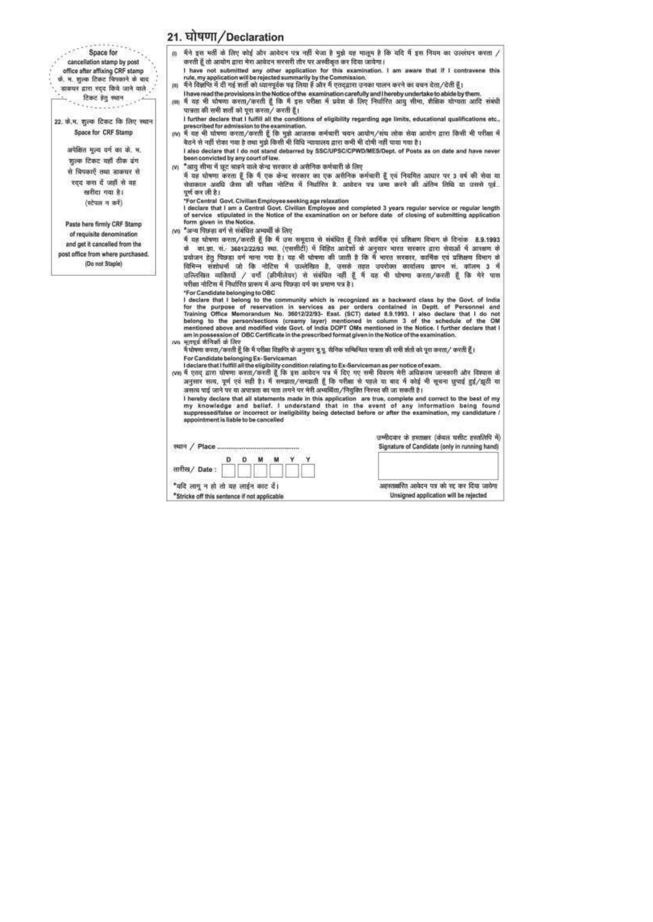## 21. घोषणा/Declaration

Space for cancellation stamp by post office after affixing CRF stamp
के. भ. शुल्क टिकट चिपकाने के बाद डाकघर द्वारा रद्द किये जाने वाले टिकट हेतु स्थान

22. के.भ. शुल्क टिकट कि लिए स्थान
Space for CRF Stamp

अपेक्षित मूल्य वर्ग का के. भ. शुल्क टिकट यहाँ ठीक ढंग से चिपकाएँ तथा डाकघर से रद्द करा दें जहाँ से वह खरीदा गया है। (स्टेपल न करें)

Paste here firmly CRF Stamp of requisite denomination and get it cancelled from the post office from where purchased. (Do not Staple)

(i) मैंने इस भर्ती के लिए कोई और आवेदन पत्र नहीं भेजा है मुझे यह मालूम है कि यदि मैं इस नियम का उल्लंघन करता / करती हूँ तो आयोग द्वारा मेरा आवेदन सरसरी तौर पर अस्वीकृत कर दिया जायेगा।
I have not submitted any other application for this examination. I am aware that if I contravene this rule, my application will be rejected summarily by the Commission.

(ii) मैंने विज्ञप्ति में दी गई शर्तों को ध्यानपूर्वक पढ़ लिया है और मैं एतद्द्वारा उनका पालन करने का वचन देता/देती हूँ।
I have read the provisions in the Notice of the examination carefully and I hereby undertake to abide by them.

(iii) मैं यह भी घोषणा करता/करती हूँ कि मैं इस परीक्षा में प्रवेश के लिए निर्धारित आयु सीमा, शैक्षिक योग्यता आदि संबंधी पात्रता की सभी शर्तों को पूरा करता/ करती हूँ।
I further declare that I fulfill all the conditions of eligibility regarding age limits, educational qualifications etc., prescribed for admission to the examination.

(iv) मैं यह भी घोषणा करता/करती हूँ कि मुझे आजतक कर्मचारी चयन आयोग/संघ लोक सेवा आयोग द्वारा किसी भी परीक्षा में बैठने से नहीं रोका गया है तथा मुझे किसी भी विधि न्यायालय द्वारा कभी भी दोषी नहीं पाया गया है।
I also declare that I do not stand debarred by SSC/UPSC/CPWD/MES/Dept. of Posts as on date and have never been convicted by any court of law.

(v) *आयु सीमा में छूट चाहने वाले केन्द्र सरकार के असैनिक कर्मचारी के लिए
मैं यह घोषणा करता हूँ कि मैं एक केन्द्र सरकार का एक असैनिक कर्मचारी हूँ एवं नियमित आधार पर 3 वर्ष की सेवा या सेवाकाल अवधि जैसा की परीक्षा नोटिस में निर्धारित है. आवेदन पत्र जमा करने की अंतिम तिथि या उससे पूर्व पूर्ण कर ली है।
*For Central Govt. Civilian Employee seeking age relaxation
I declare that I am a Central Govt. Civilian Employee and completed 3 years regular service or regular length of service stipulated in the Notice of the examination on or before date of closing of submitting application form given in the Notice.

(vi) *अन्य पिछड़ा वर्ग से संबंधित अभ्यर्थी के लिए
मैं यह घोषणा करता/करती हूँ कि मैं उस समुदाय से संबंधित हूँ जिसे कार्मिक एवं प्रशिक्षण विभाग के दिनांक 8.9.1993 के का.ज्ञा. सं.- 36012/22/93 स्था. (एससीटी) में विहित आदेशों के अनुसार भारत सरकार द्वारा सेवाओं में आरक्षण के प्रयोजन हेतु पिछड़ा वर्ग माना गया है। यह भी घोषणा की जाती है कि मैं भारत सरकार, कार्मिक एवं प्रशिक्षण विभाग के विभिन्न संशोधनों जो कि नोटिस में उल्लेखित है, उसके तहत उपरोक्त कार्यालय ज्ञापन सं. कॉलम 3 में उल्लिखित व्यक्तियों / वर्गों (क्रीमीलेयर) से संबंधित नहीं हूँ मैं यह भी घोषणा करता/करती हूँ कि मेरे पास परीक्षा नोटिस में निर्धारित प्रारूप में अन्य पिछड़ा वर्ग का प्रमाण पत्र है।
*For Candidate belonging to OBC
I declare that I belong to the community which is recognized as a backward class by the Govt. of India for the purpose of reservation in services as per orders contained in Deptt. of Personnel and Training Office Memorandum No. 36012/22/93- Esst. (SCT) dated 8.9.1993. I also declare that I do not belong to the person/sections (creamy layer) mentioned in column 3 of the schedule of the OM mentioned above and modified vide Govt. of India DOPT OMs mentioned in the Notice. I further declare that I am in possession of OBC Certificate in the prescribed format given in the Notice of the examination.

(vii) भूतपूर्व सैनिकों के लिए
मैं घोषणा करता/करती हूँ कि मैं परीक्षा विज्ञप्ति के अनुसार भू.पू. सैनिक सम्बिन्धित पात्रता की सभी शर्तों को पूरा करता/ करती हूँ।
For Candidate belonging Ex-Serviceman
I declare that I fulfill all the eligibility condition relating to Ex-Serviceman as per notice of exam.

(viii) मैं एतद् द्वारा घोषणा करता/करती हूँ कि इस आवेदन पत्र में दिए गए सभी विवरण मेरी अधिकतम जानकारी और विश्वास के अनुसार सत्य, पूर्ण एवं सही है। मैं समझता/समझती हूँ कि परीक्षा से पहले या बाद में कोई भी सूचना छुपाई हुई/झूठी या असत्य पाई जाने पर या अपात्रता का पता लगने पर मेरी अभ्यर्थिता/नियुक्ति निरस्त की जा सकती है।
I hereby declare that all statements made in this application are true, complete and correct to the best of my knowledge and belief. I understand that in the event of any information being found suppressed/false or incorrect or ineligibility being detected before or after the examination, my candidature / appointment is liable to be cancelled

स्थान / Place ..............................................

तारीख/ Date : | D | D | M | M | Y | Y |

उम्मीदवार के हस्ताक्षर (केवल घसीट हस्तलिपि में)
Signature of Candidate (only in running hand)

*यदि लागू न हो तो यह लाईन काट दें।
*Stricke off this sentence if not applicable

अहस्ताक्षरित आवेदन पत्र को रद्द कर दिया जायेगा
Unsigned application will be rejected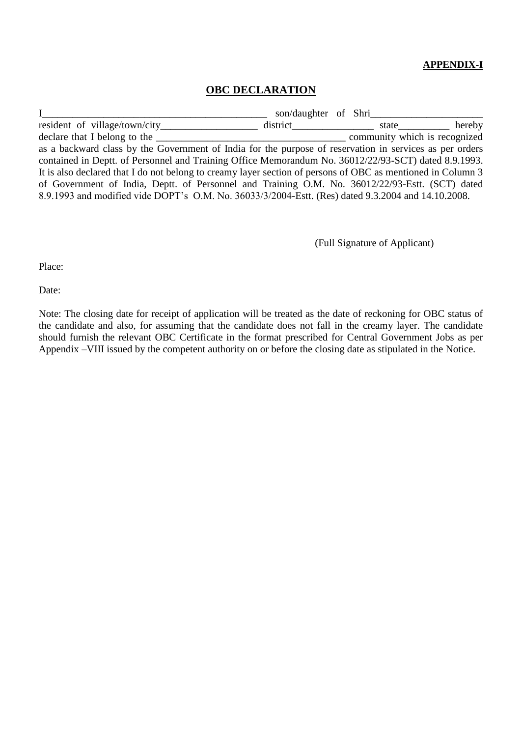**APPENDIX-I**

## OBC DECLARATION

I_____________________________________________ son/daughter of Shri______________________ resident of village/town/city___________________ district________________ state__________ hereby declare that I belong to the _____________________________________ community which is recognized as a backward class by the Government of India for the purpose of reservation in services as per orders contained in Deptt. of Personnel and Training Office Memorandum No. 36012/22/93-SCT) dated 8.9.1993. It is also declared that I do not belong to creamy layer section of persons of OBC as mentioned in Column 3 of Government of India, Deptt. of Personnel and Training O.M. No. 36012/22/93-Estt. (SCT) dated 8.9.1993 and modified vide DOPT's O.M. No. 36033/3/2004-Estt. (Res) dated 9.3.2004 and 14.10.2008.

(Full Signature of Applicant)

Place:

Date:

Note: The closing date for receipt of application will be treated as the date of reckoning for OBC status of the candidate and also, for assuming that the candidate does not fall in the creamy layer. The candidate should furnish the relevant OBC Certificate in the format prescribed for Central Government Jobs as per Appendix –VIII issued by the competent authority on or before the closing date as stipulated in the Notice.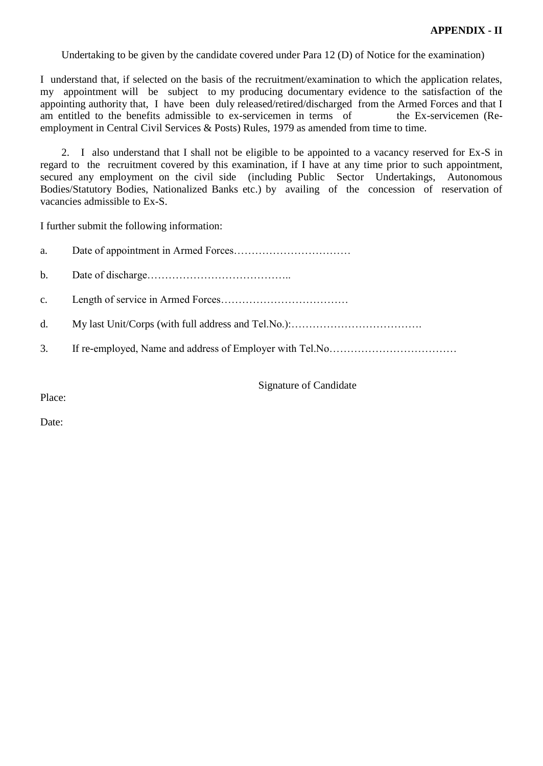**APPENDIX - II**

Undertaking to be given by the candidate covered under Para 12 (D) of Notice for the examination)

I understand that, if selected on the basis of the recruitment/examination to which the application relates, my appointment will be subject to my producing documentary evidence to the satisfaction of the appointing authority that, I have been duly released/retired/discharged from the Armed Forces and that I am entitled to the benefits admissible to ex-servicemen in terms of the Ex-servicemen (Re-employment in Central Civil Services & Posts) Rules, 1979 as amended from time to time.

2. I also understand that I shall not be eligible to be appointed to a vacancy reserved for Ex-S in regard to the recruitment covered by this examination, if I have at any time prior to such appointment, secured any employment on the civil side (including Public Sector Undertakings, Autonomous Bodies/Statutory Bodies, Nationalized Banks etc.) by availing of the concession of reservation of vacancies admissible to Ex-S.

I further submit the following information:

a. Date of appointment in Armed Forces……………………………

b. Date of discharge…………………………………..

c. Length of service in Armed Forces………………………………

d. My last Unit/Corps (with full address and Tel.No.):……………………………….

3. If re-employed, Name and address of Employer with Tel.No………………………………

Signature of Candidate

Place:

Date: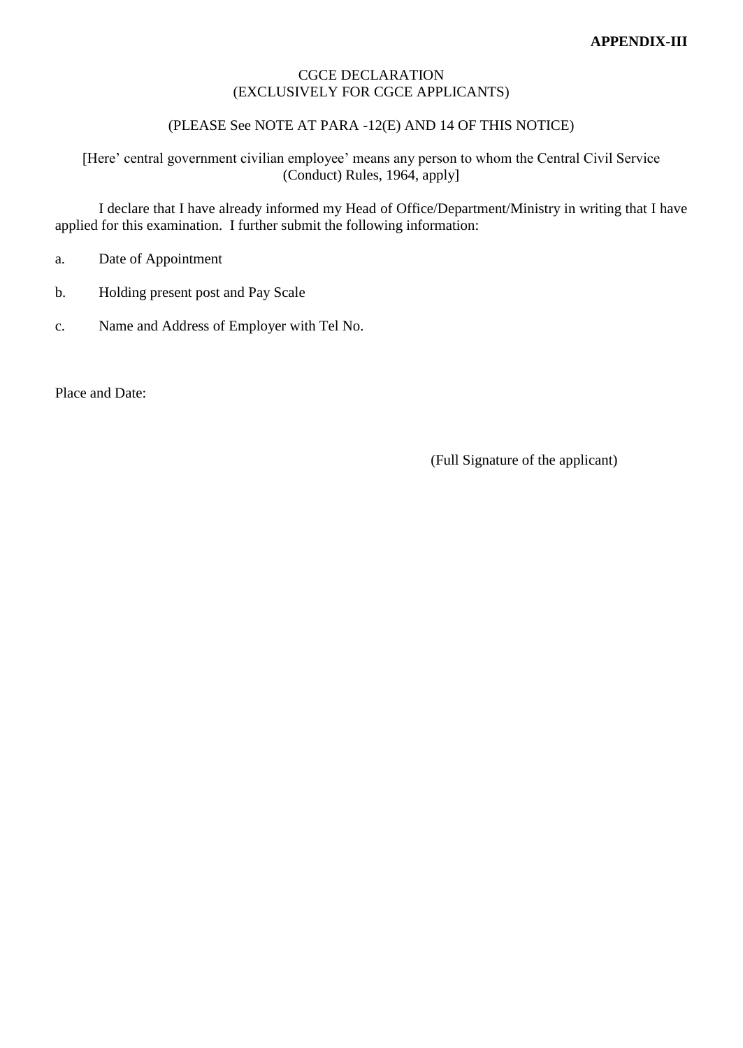**APPENDIX-III**

CGCE DECLARATION
(EXCLUSIVELY FOR CGCE APPLICANTS)

(PLEASE See NOTE AT PARA -12(E) AND 14 OF THIS NOTICE)

[Here' central government civilian employee' means any person to whom the Central Civil Service (Conduct) Rules, 1964, apply]

I declare that I have already informed my Head of Office/Department/Ministry in writing that I have applied for this examination. I further submit the following information:

a. Date of Appointment

b. Holding present post and Pay Scale

c. Name and Address of Employer with Tel No.

Place and Date:

(Full Signature of the applicant)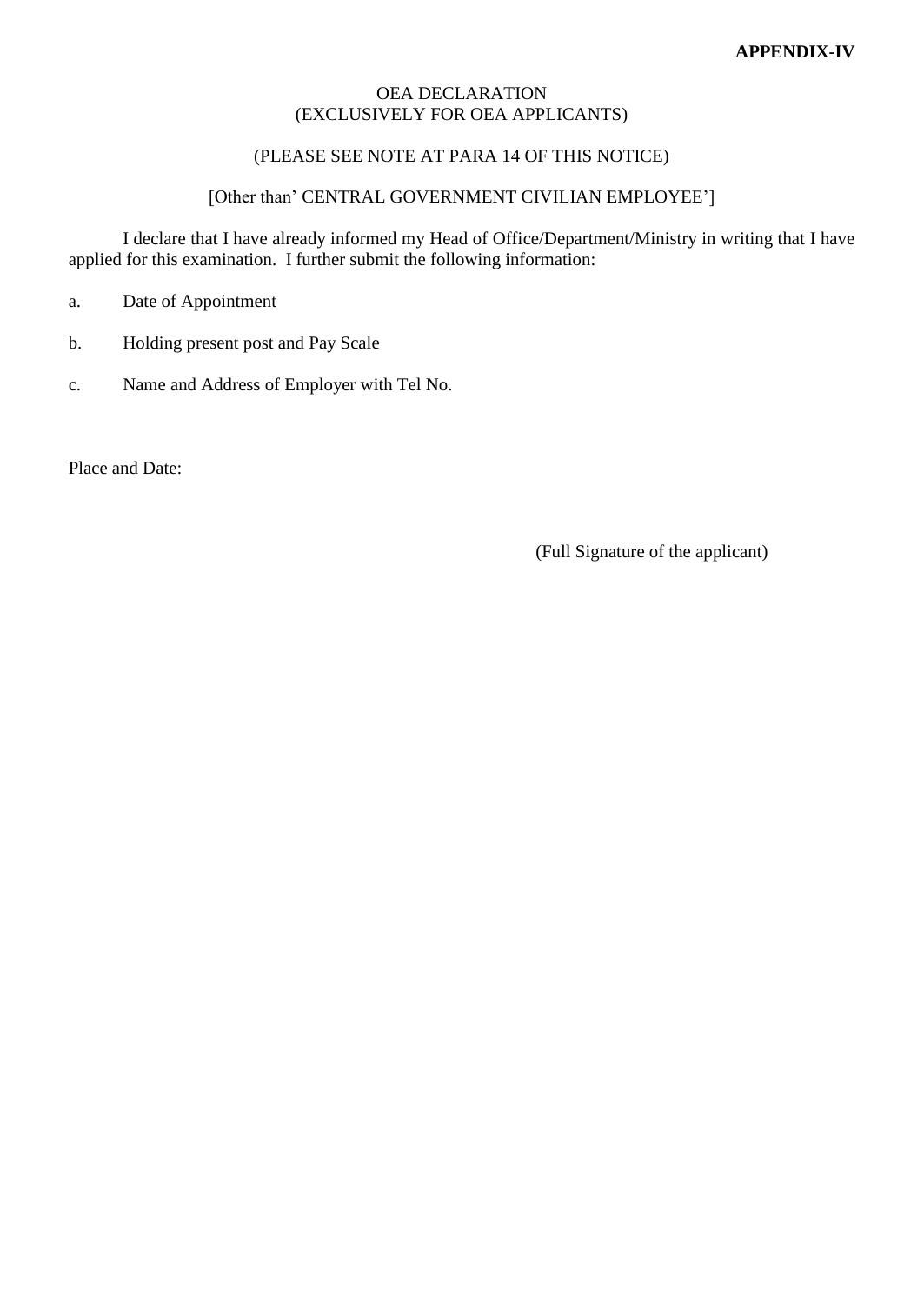**APPENDIX-IV**

OEA DECLARATION
(EXCLUSIVELY FOR OEA APPLICANTS)

(PLEASE SEE NOTE AT PARA 14 OF THIS NOTICE)

[Other than' CENTRAL GOVERNMENT CIVILIAN EMPLOYEE']

I declare that I have already informed my Head of Office/Department/Ministry in writing that I have applied for this examination. I further submit the following information:

a. Date of Appointment

b. Holding present post and Pay Scale

c. Name and Address of Employer with Tel No.

Place and Date:

(Full Signature of the applicant)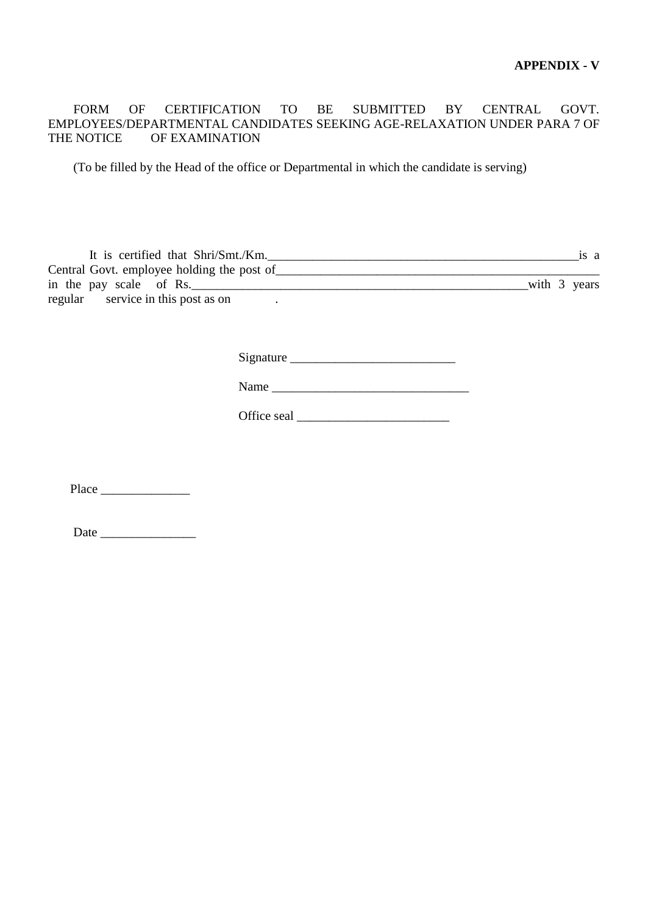**APPENDIX - V**

FORM OF CERTIFICATION TO BE SUBMITTED BY CENTRAL GOVT. EMPLOYEES/DEPARTMENTAL CANDIDATES SEEKING AGE-RELAXATION UNDER PARA 7 OF THE NOTICE OF EXAMINATION

(To be filled by the Head of the office or Departmental in which the candidate is serving)

It is certified that Shri/Smt./Km.____________________________________________________is a Central Govt. employee holding the post of________________________________________________________ in the pay scale of Rs.________________________________________________________with 3 years regular service in this post as on .

Signature __________________________

Name _______________________________

Office seal ________________________

Place ______________

Date _______________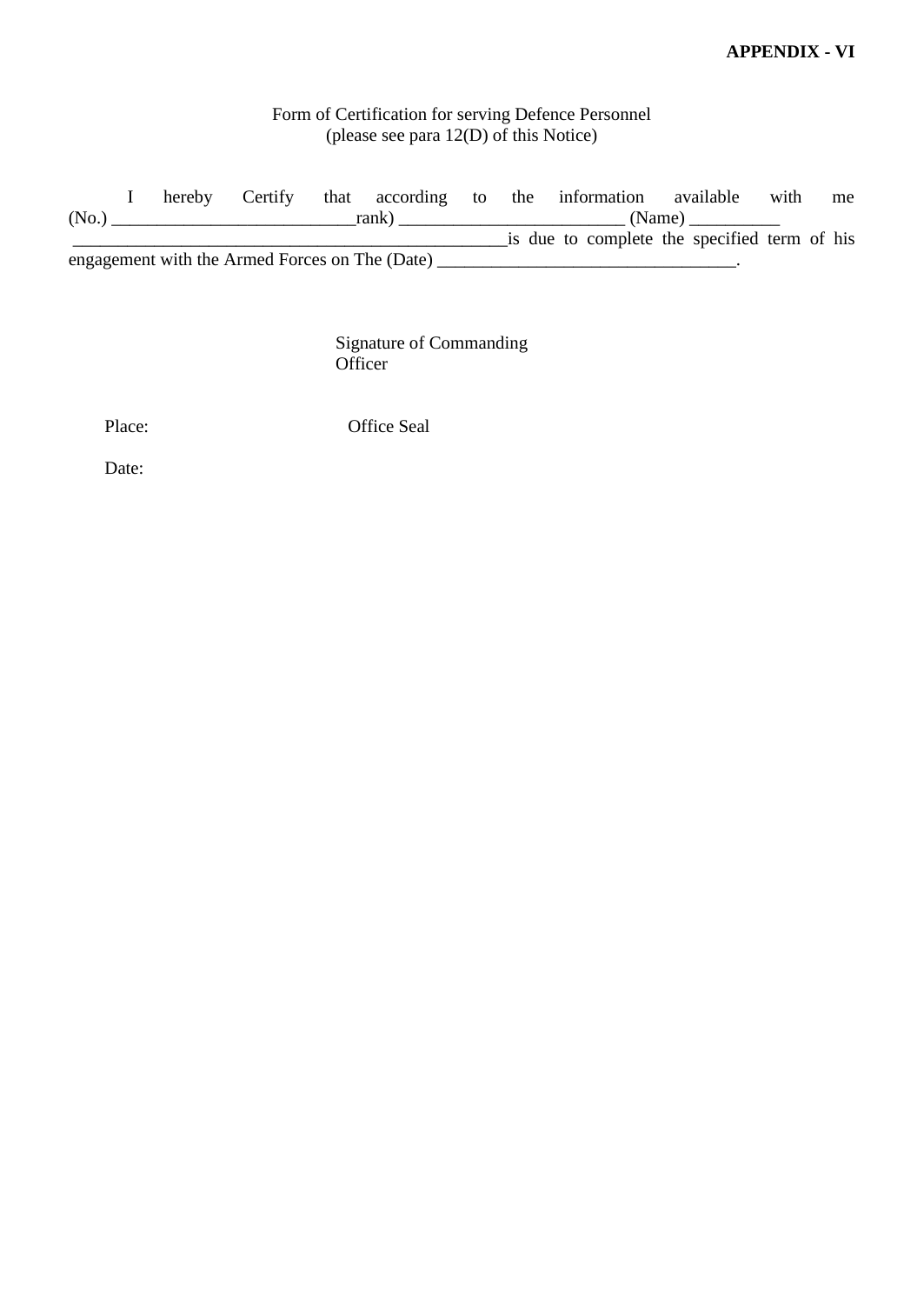**APPENDIX - VI**

Form of Certification for serving Defence Personnel
(please see para 12(D) of this Notice)

I hereby Certify that according to the information available with me (No.) ___________________________rank) ________________________ (Name) __________ ________________________________________________is due to complete the specified term of his engagement with the Armed Forces on The (Date) ________________________________.

Signature of Commanding Officer

Place: Office Seal

Date: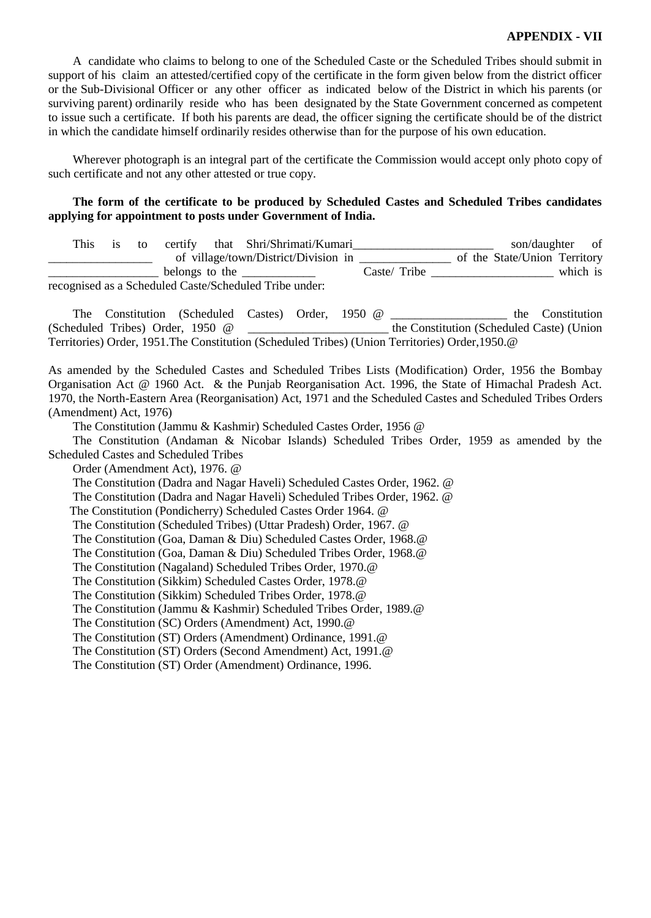**APPENDIX - VII**

A candidate who claims to belong to one of the Scheduled Caste or the Scheduled Tribes should submit in support of his claim an attested/certified copy of the certificate in the form given below from the district officer or the Sub-Divisional Officer or any other officer as indicated below of the District in which his parents (or surviving parent) ordinarily reside who has been designated by the State Government concerned as competent to issue such a certificate. If both his parents are dead, the officer signing the certificate should be of the district in which the candidate himself ordinarily resides otherwise than for the purpose of his own education.

Wherever photograph is an integral part of the certificate the Commission would accept only photo copy of such certificate and not any other attested or true copy.

**The form of the certificate to be produced by Scheduled Castes and Scheduled Tribes candidates applying for appointment to posts under Government of India.**

This is to certify that Shri/Shrimati/Kumari_______________________ son/daughter of _________________ of village/town/District/Division in _______________ of the State/Union Territory __________________ belongs to the ____________ Caste/ Tribe ____________________ which is recognised as a Scheduled Caste/Scheduled Tribe under:

The Constitution (Scheduled Castes) Order, 1950 @ ___________________ the Constitution (Scheduled Tribes) Order, 1950 @ _______________________ the Constitution (Scheduled Caste) (Union Territories) Order, 1951.The Constitution (Scheduled Tribes) (Union Territories) Order,1950.@

As amended by the Scheduled Castes and Scheduled Tribes Lists (Modification) Order, 1956 the Bombay Organisation Act @ 1960 Act. & the Punjab Reorganisation Act. 1996, the State of Himachal Pradesh Act. 1970, the North-Eastern Area (Reorganisation) Act, 1971 and the Scheduled Castes and Scheduled Tribes Orders (Amendment) Act, 1976)

The Constitution (Jammu & Kashmir) Scheduled Castes Order, 1956 @

The Constitution (Andaman & Nicobar Islands) Scheduled Tribes Order, 1959 as amended by the Scheduled Castes and Scheduled Tribes

Order (Amendment Act), 1976. @

The Constitution (Dadra and Nagar Haveli) Scheduled Castes Order, 1962. @

The Constitution (Dadra and Nagar Haveli) Scheduled Tribes Order, 1962. @

The Constitution (Pondicherry) Scheduled Castes Order 1964. @

The Constitution (Scheduled Tribes) (Uttar Pradesh) Order, 1967. @

The Constitution (Goa, Daman & Diu) Scheduled Castes Order, 1968.@

The Constitution (Goa, Daman & Diu) Scheduled Tribes Order, 1968.@

The Constitution (Nagaland) Scheduled Tribes Order, 1970.@

The Constitution (Sikkim) Scheduled Castes Order, 1978.@

The Constitution (Sikkim) Scheduled Tribes Order, 1978.@

The Constitution (Jammu & Kashmir) Scheduled Tribes Order, 1989.@

The Constitution (SC) Orders (Amendment) Act, 1990.@

The Constitution (ST) Orders (Amendment) Ordinance, 1991.@

The Constitution (ST) Orders (Second Amendment) Act, 1991.@

The Constitution (ST) Order (Amendment) Ordinance, 1996.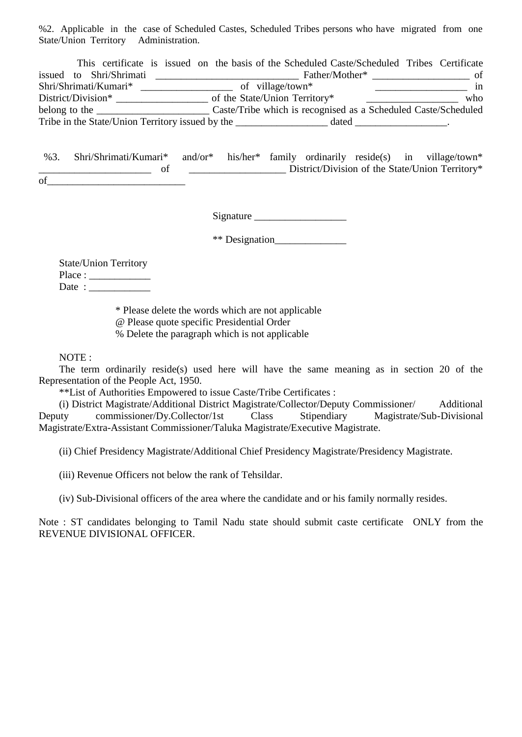%2. Applicable in the case of Scheduled Castes, Scheduled Tribes persons who have migrated from one State/Union Territory Administration.

This certificate is issued on the basis of the Scheduled Caste/Scheduled Tribes Certificate issued to Shri/Shrimati ____________________________ Father/Mother* ___________________ of Shri/Shrimati/Kumari* __________________ of village/town* __________________ in District/Division* __________________ of the State/Union Territory* __________________ who belong to the ______________________ Caste/Tribe which is recognised as a Scheduled Caste/Scheduled Tribe in the State/Union Territory issued by the __________________ dated __________________.

%3. Shri/Shrimati/Kumari* and/or* his/her* family ordinarily reside(s) in village/town* ______________________ of ___________________ District/Division of the State/Union Territory* of___________________________

Signature __________________

** Designation______________

State/Union Territory
Place : ____________
Date : ____________

* Please delete the words which are not applicable
@ Please quote specific Presidential Order
% Delete the paragraph which is not applicable

NOTE :

The term ordinarily reside(s) used here will have the same meaning as in section 20 of the Representation of the People Act, 1950.

**List of Authorities Empowered to issue Caste/Tribe Certificates :

(i) District Magistrate/Additional District Magistrate/Collector/Deputy Commissioner/ Additional Deputy commissioner/Dy.Collector/1st Class Stipendiary Magistrate/Sub-Divisional Magistrate/Extra-Assistant Commissioner/Taluka Magistrate/Executive Magistrate.

(ii) Chief Presidency Magistrate/Additional Chief Presidency Magistrate/Presidency Magistrate.

(iii) Revenue Officers not below the rank of Tehsildar.

(iv) Sub-Divisional officers of the area where the candidate and or his family normally resides.

Note : ST candidates belonging to Tamil Nadu state should submit caste certificate ONLY from the REVENUE DIVISIONAL OFFICER.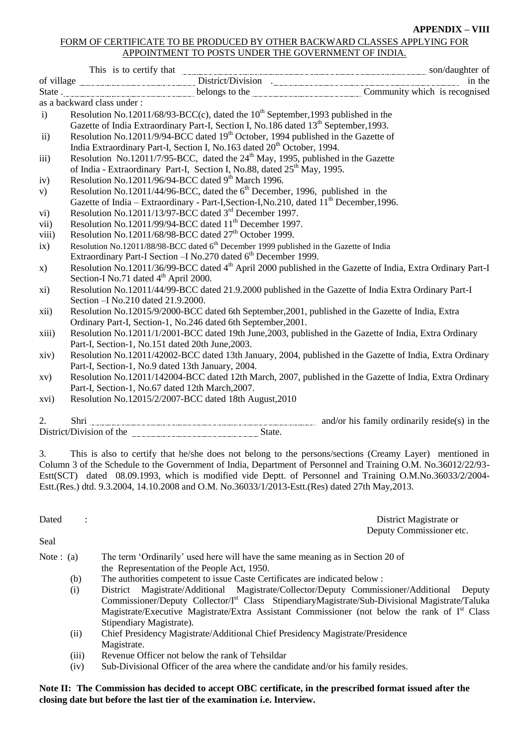**APPENDIX – VIII**

FORM OF CERTIFICATE TO BE PRODUCED BY OTHER BACKWARD CLASSES APPLYING FOR APPOINTMENT TO POSTS UNDER THE GOVERNMENT OF INDIA.

This is to certify that ............................................................ son/daughter of of village ................................ District/Division ............................................................ in the State ................................ belongs to the ................................ Community which is recognised as a backward class under :

i) Resolution No.12011/68/93-BCC(c), dated the 10th September,1993 published in the Gazette of India Extraordinary Part-I, Section I, No.186 dated 13th September,1993.
ii) Resolution No.12011/9/94-BCC dated 19th October, 1994 published in the Gazette of India Extraordinary Part-I, Section I, No.163 dated 20th October, 1994.
iii) Resolution No.12011/7/95-BCC, dated the 24th May, 1995, published in the Gazette of India - Extraordinary Part-I, Section I, No.88, dated 25th May, 1995.
iv) Resolution No.12011/96/94-BCC dated 9th March 1996.
v) Resolution No.12011/44/96-BCC, dated the 6th December, 1996, published in the Gazette of India – Extraordinary - Part-I,Section-I,No.210, dated 11th December,1996.
vi) Resolution No.12011/13/97-BCC dated 3rd December 1997.
vii) Resolution No.12011/99/94-BCC dated 11th December 1997.
viii) Resolution No.12011/68/98-BCC dated 27th October 1999.
ix) Resolution No.12011/88/98-BCC dated 6th December 1999 published in the Gazette of India Extraordinary Part-I Section –I No.270 dated 6th December 1999.
x) Resolution No.12011/36/99-BCC dated 4th April 2000 published in the Gazette of India, Extra Ordinary Part-I Section-I No.71 dated 4th April 2000.
xi) Resolution No.12011/44/99-BCC dated 21.9.2000 published in the Gazette of India Extra Ordinary Part-I Section –I No.210 dated 21.9.2000.
xii) Resolution No.12015/9/2000-BCC dated 6th September,2001, published in the Gazette of India, Extra Ordinary Part-I, Section-1, No.246 dated 6th September,2001.
xiii) Resolution No.12011/1/2001-BCC dated 19th June,2003, published in the Gazette of India, Extra Ordinary Part-I, Section-1, No.151 dated 20th June,2003.
xiv) Resolution No.12011/42002-BCC dated 13th January, 2004, published in the Gazette of India, Extra Ordinary Part-I, Section-1, No.9 dated 13th January, 2004.
xv) Resolution No.12011/142004-BCC dated 12th March, 2007, published in the Gazette of India, Extra Ordinary Part-I, Section-1, No.67 dated 12th March,2007.
xvi) Resolution No.12015/2/2007-BCC dated 18th August,2010

2. Shri ............................................................ and/or his family ordinarily reside(s) in the District/Division of the ................................ State.

3. This is also to certify that he/she does not belong to the persons/sections (Creamy Layer) mentioned in Column 3 of the Schedule to the Government of India, Department of Personnel and Training O.M. No.36012/22/93-Estt(SCT) dated 08.09.1993, which is modified vide Deptt. of Personnel and Training O.M.No.36033/2/2004-Estt.(Res.) dtd. 9.3.2004, 14.10.2008 and O.M. No.36033/1/2013-Estt.(Res) dated 27th May,2013.

Dated :

District Magistrate or
Deputy Commissioner etc.

Seal

Note : (a) The term 'Ordinarily' used here will have the same meaning as in Section 20 of the Representation of the People Act, 1950.

(b) The authorities competent to issue Caste Certificates are indicated below :

(i) District Magistrate/Additional Magistrate/Collector/Deputy Commissioner/Additional Deputy Commissioner/Deputy Collector/Ist Class StipendiaryMagistrate/Sub-Divisional Magistrate/Taluka Magistrate/Executive Magistrate/Extra Assistant Commissioner (not below the rank of Ist Class Stipendiary Magistrate).

(ii) Chief Presidency Magistrate/Additional Chief Presidency Magistrate/Presidence Magistrate.

(iii) Revenue Officer not below the rank of Tehsildar

(iv) Sub-Divisional Officer of the area where the candidate and/or his family resides.

**Note II: The Commission has decided to accept OBC certificate, in the prescribed format issued after the closing date but before the last tier of the examination i.e. Interview.**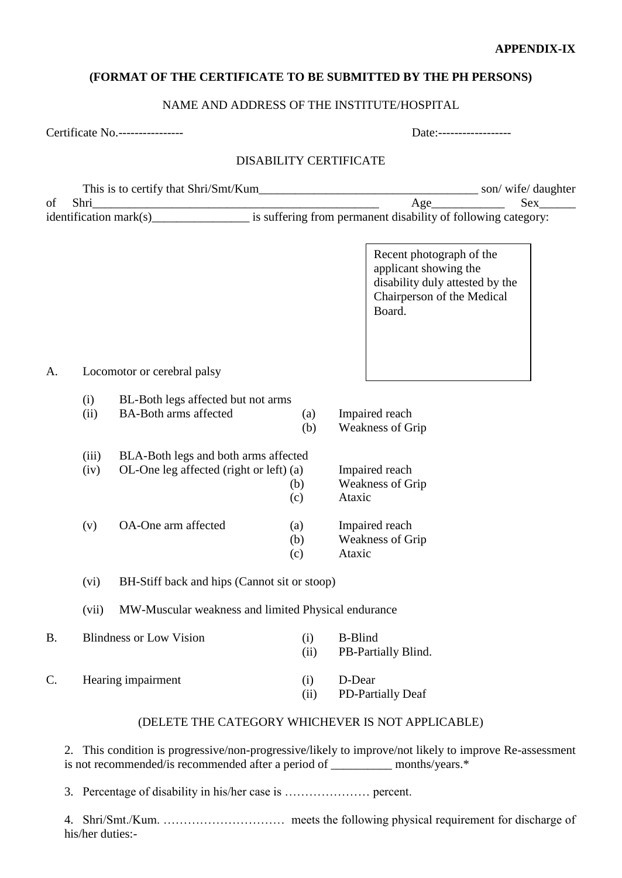**APPENDIX-IX**

**(FORMAT OF THE CERTIFICATE TO BE SUBMITTED BY THE PH PERSONS)**

NAME AND ADDRESS OF THE INSTITUTE/HOSPITAL

Certificate No.----------------                                        Date:------------------

DISABILITY CERTIFICATE

This is to certify that Shri/Smt/Kum_____________________________________ son/ wife/ daughter of Shri_________________________________________________ Age____________ Sex______ identification mark(s)________________ is suffering from permanent disability of following category:

Recent photograph of the applicant showing the disability duly attested by the Chairperson of the Medical Board.

A. Locomotor or cerebral palsy

- (i) BL-Both legs affected but not arms
- (ii) BA-Both arms affected
  - (a) Impaired reach
  - (b) Weakness of Grip
- (iii) BLA-Both legs and both arms affected
- (iv) OL-One leg affected (right or left)
  - (a) Impaired reach
  - (b) Weakness of Grip
  - (c) Ataxic
- (v) OA-One arm affected
  - (a) Impaired reach
  - (b) Weakness of Grip
  - (c) Ataxic
- (vi) BH-Stiff back and hips (Cannot sit or stoop)
- (vii) MW-Muscular weakness and limited Physical endurance

B. Blindness or Low Vision
- (i) B-Blind
- (ii) PB-Partially Blind.

C. Hearing impairment
- (i) D-Dear
- (ii) PD-Partially Deaf

(DELETE THE CATEGORY WHICHEVER IS NOT APPLICABLE)

2. This condition is progressive/non-progressive/likely to improve/not likely to improve Re-assessment is not recommended/is recommended after a period of __________ months/years.*

3. Percentage of disability in his/her case is ………………… percent.

4. Shri/Smt./Kum. ………………………… meets the following physical requirement for discharge of his/her duties:-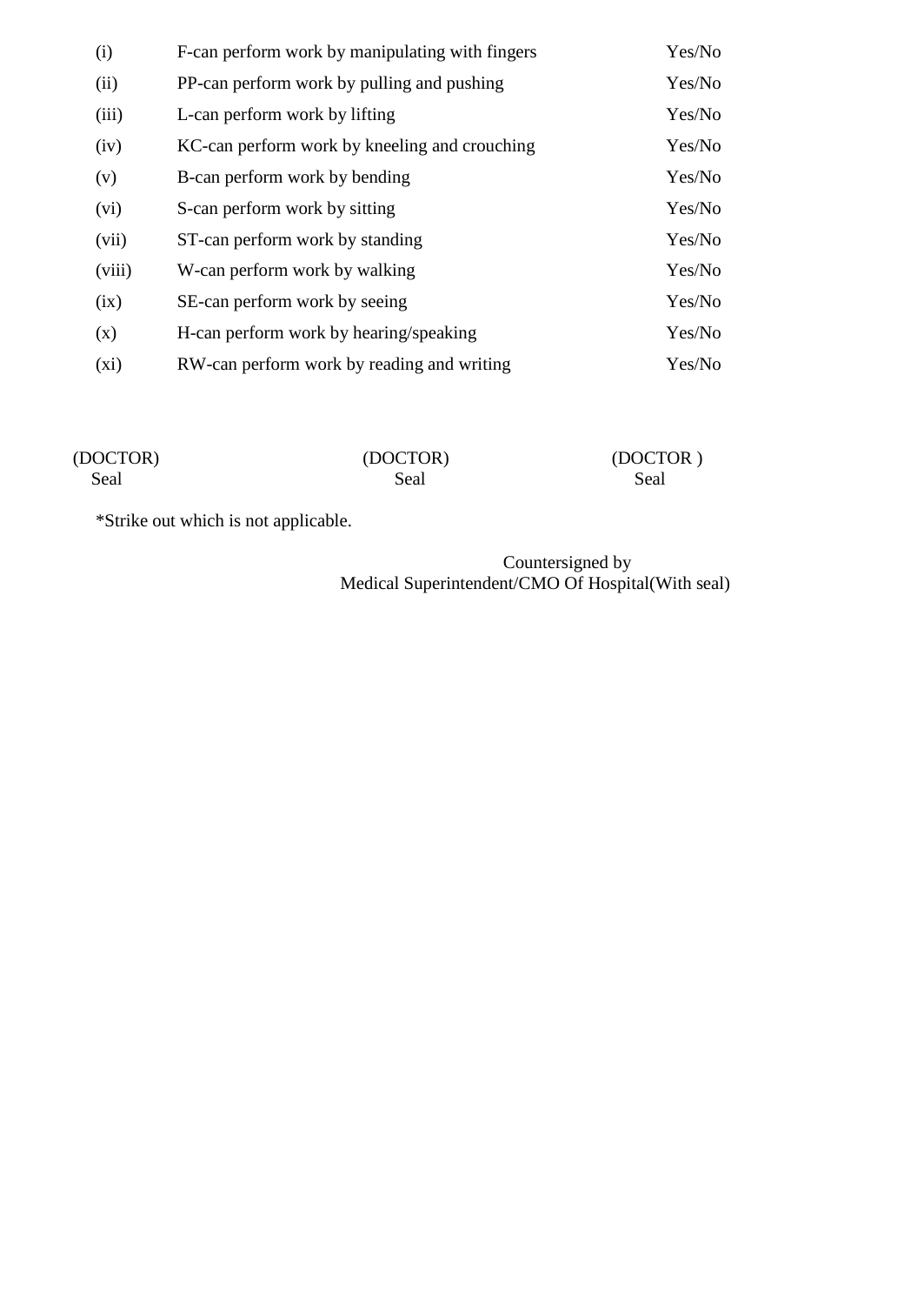| | | |
|---|---|---|
| (i) | F-can perform work by manipulating with fingers | Yes/No |
| (ii) | PP-can perform work by pulling and pushing | Yes/No |
| (iii) | L-can perform work by lifting | Yes/No |
| (iv) | KC-can perform work by kneeling and crouching | Yes/No |
| (v) | B-can perform work by bending | Yes/No |
| (vi) | S-can perform work by sitting | Yes/No |
| (vii) | ST-can perform work by standing | Yes/No |
| (viii) | W-can perform work by walking | Yes/No |
| (ix) | SE-can perform work by seeing | Yes/No |
| (x) | H-can perform work by hearing/speaking | Yes/No |
| (xi) | RW-can perform work by reading and writing | Yes/No |

| | | |
|---|---|---|
| (DOCTOR) Seal | (DOCTOR) Seal | (DOCTOR ) Seal |

*Strike out which is not applicable.

Countersigned by
Medical Superintendent/CMO Of Hospital(With seal)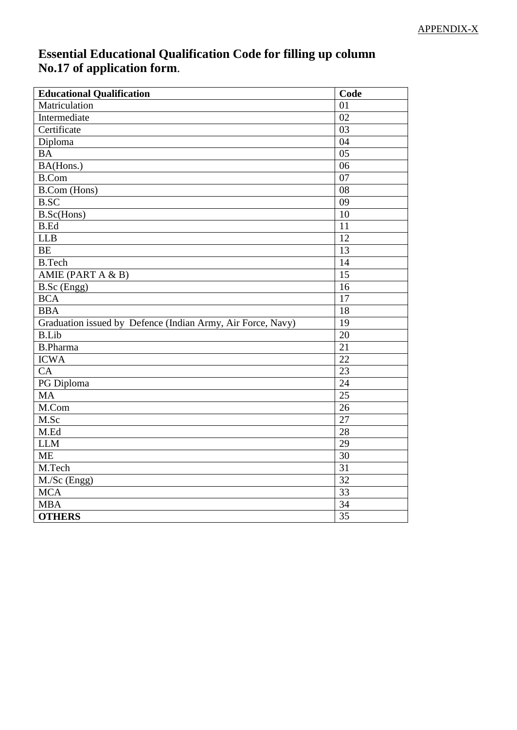APPENDIX-X

## Essential Educational Qualification Code for filling up column No.17 of application form.

| **Educational Qualification** | **Code** |
|---|---|
| Matriculation | 01 |
| Intermediate | 02 |
| Certificate | 03 |
| Diploma | 04 |
| BA | 05 |
| BA(Hons.) | 06 |
| B.Com | 07 |
| B.Com (Hons) | 08 |
| B.SC | 09 |
| B.Sc(Hons) | 10 |
| B.Ed | 11 |
| LLB | 12 |
| BE | 13 |
| B.Tech | 14 |
| AMIE (PART A & B) | 15 |
| B.Sc (Engg) | 16 |
| BCA | 17 |
| BBA | 18 |
| Graduation issued by Defence (Indian Army, Air Force, Navy) | 19 |
| B.Lib | 20 |
| B.Pharma | 21 |
| ICWA | 22 |
| CA | 23 |
| PG Diploma | 24 |
| MA | 25 |
| M.Com | 26 |
| M.Sc | 27 |
| M.Ed | 28 |
| LLM | 29 |
| ME | 30 |
| M.Tech | 31 |
| M./Sc (Engg) | 32 |
| MCA | 33 |
| MBA | 34 |
| **OTHERS** | 35 |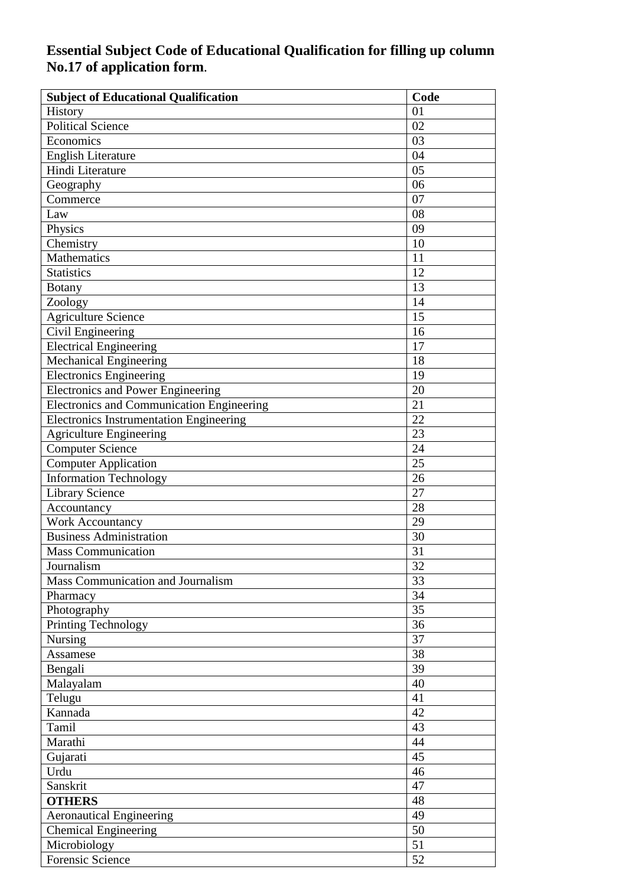**Essential Subject Code of Educational Qualification for filling up column No.17 of application form.**

| **Subject of Educational Qualification** | **Code** |
|---|---|
| History | 01 |
| Political Science | 02 |
| Economics | 03 |
| English Literature | 04 |
| Hindi Literature | 05 |
| Geography | 06 |
| Commerce | 07 |
| Law | 08 |
| Physics | 09 |
| Chemistry | 10 |
| Mathematics | 11 |
| Statistics | 12 |
| Botany | 13 |
| Zoology | 14 |
| Agriculture Science | 15 |
| Civil Engineering | 16 |
| Electrical Engineering | 17 |
| Mechanical Engineering | 18 |
| Electronics Engineering | 19 |
| Electronics and Power Engineering | 20 |
| Electronics and Communication Engineering | 21 |
| Electronics Instrumentation Engineering | 22 |
| Agriculture Engineering | 23 |
| Computer Science | 24 |
| Computer Application | 25 |
| Information Technology | 26 |
| Library Science | 27 |
| Accountancy | 28 |
| Work Accountancy | 29 |
| Business Administration | 30 |
| Mass Communication | 31 |
| Journalism | 32 |
| Mass Communication and Journalism | 33 |
| Pharmacy | 34 |
| Photography | 35 |
| Printing Technology | 36 |
| Nursing | 37 |
| Assamese | 38 |
| Bengali | 39 |
| Malayalam | 40 |
| Telugu | 41 |
| Kannada | 42 |
| Tamil | 43 |
| Marathi | 44 |
| Gujarati | 45 |
| Urdu | 46 |
| Sanskrit | 47 |
| **OTHERS** | 48 |
| Aeronautical Engineering | 49 |
| Chemical Engineering | 50 |
| Microbiology | 51 |
| Forensic Science | 52 |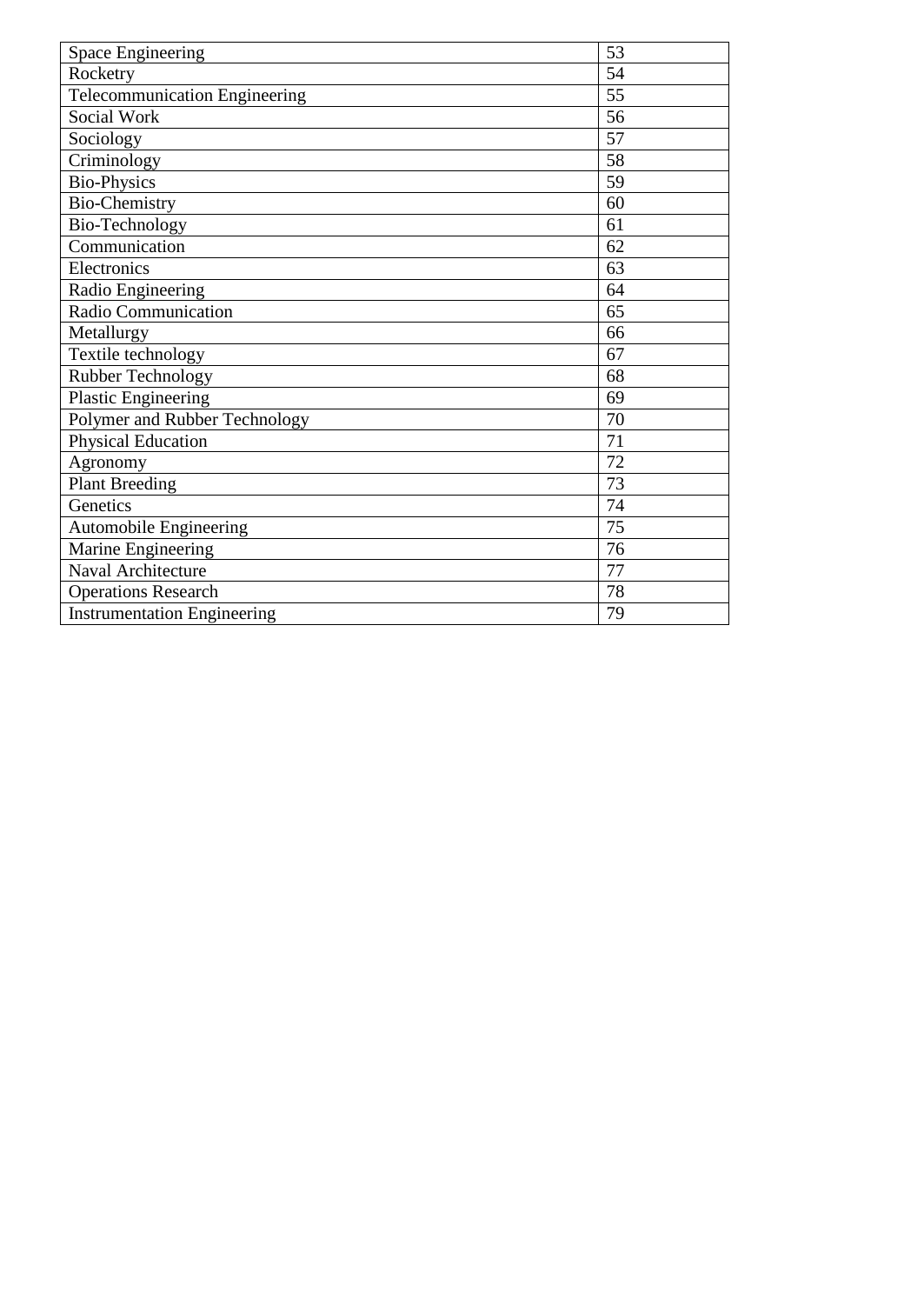| Space Engineering | 53 |
|---|---|
| Rocketry | 54 |
| Telecommunication Engineering | 55 |
| Social Work | 56 |
| Sociology | 57 |
| Criminology | 58 |
| Bio-Physics | 59 |
| Bio-Chemistry | 60 |
| Bio-Technology | 61 |
| Communication | 62 |
| Electronics | 63 |
| Radio Engineering | 64 |
| Radio Communication | 65 |
| Metallurgy | 66 |
| Textile technology | 67 |
| Rubber Technology | 68 |
| Plastic Engineering | 69 |
| Polymer and Rubber Technology | 70 |
| Physical Education | 71 |
| Agronomy | 72 |
| Plant Breeding | 73 |
| Genetics | 74 |
| Automobile Engineering | 75 |
| Marine Engineering | 76 |
| Naval Architecture | 77 |
| Operations Research | 78 |
| Instrumentation Engineering | 79 |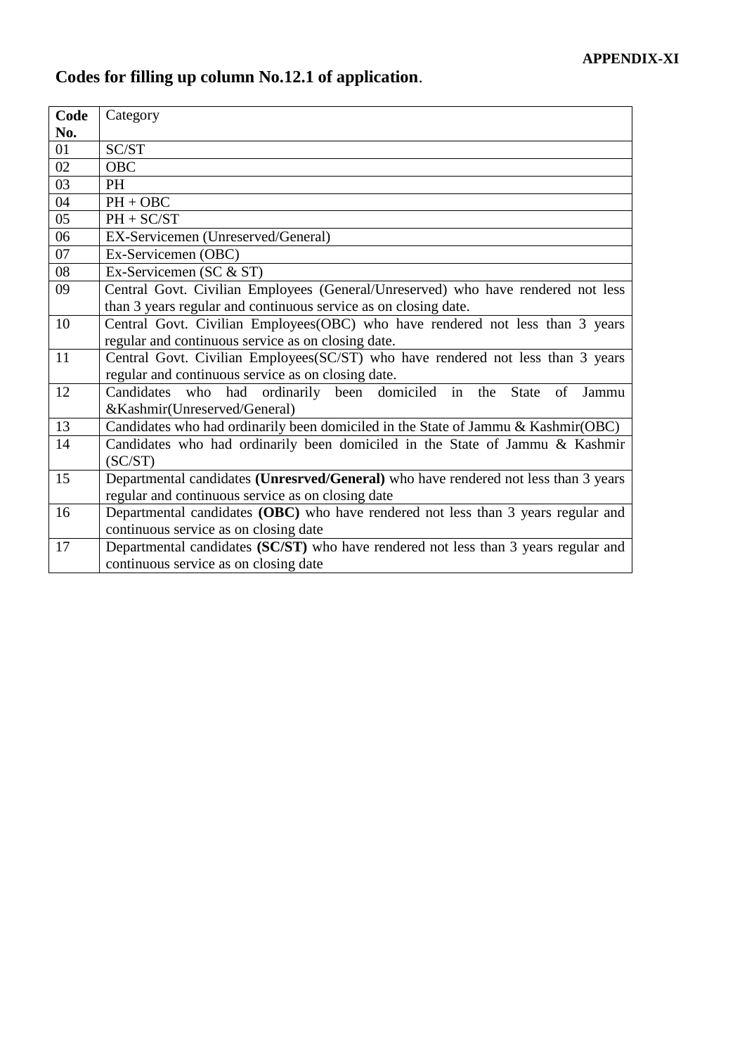**APPENDIX-XI**

## Codes for filling up column No.12.1 of application.

| Code No. | Category |
|---|---|
| 01 | SC/ST |
| 02 | OBC |
| 03 | PH |
| 04 | PH + OBC |
| 05 | PH + SC/ST |
| 06 | EX-Servicemen (Unreserved/General) |
| 07 | Ex-Servicemen (OBC) |
| 08 | Ex-Servicemen (SC & ST) |
| 09 | Central Govt. Civilian Employees (General/Unreserved) who have rendered not less than 3 years regular and continuous service as on closing date. |
| 10 | Central Govt. Civilian Employees(OBC) who have rendered not less than 3 years regular and continuous service as on closing date. |
| 11 | Central Govt. Civilian Employees(SC/ST) who have rendered not less than 3 years regular and continuous service as on closing date. |
| 12 | Candidates who had ordinarily been domiciled in the State of Jammu &Kashmir(Unreserved/General) |
| 13 | Candidates who had ordinarily been domiciled in the State of Jammu & Kashmir(OBC) |
| 14 | Candidates who had ordinarily been domiciled in the State of Jammu & Kashmir (SC/ST) |
| 15 | Departmental candidates **(Unresrved/General)** who have rendered not less than 3 years regular and continuous service as on closing date |
| 16 | Departmental candidates **(OBC)** who have rendered not less than 3 years regular and continuous service as on closing date |
| 17 | Departmental candidates **(SC/ST)** who have rendered not less than 3 years regular and continuous service as on closing date |